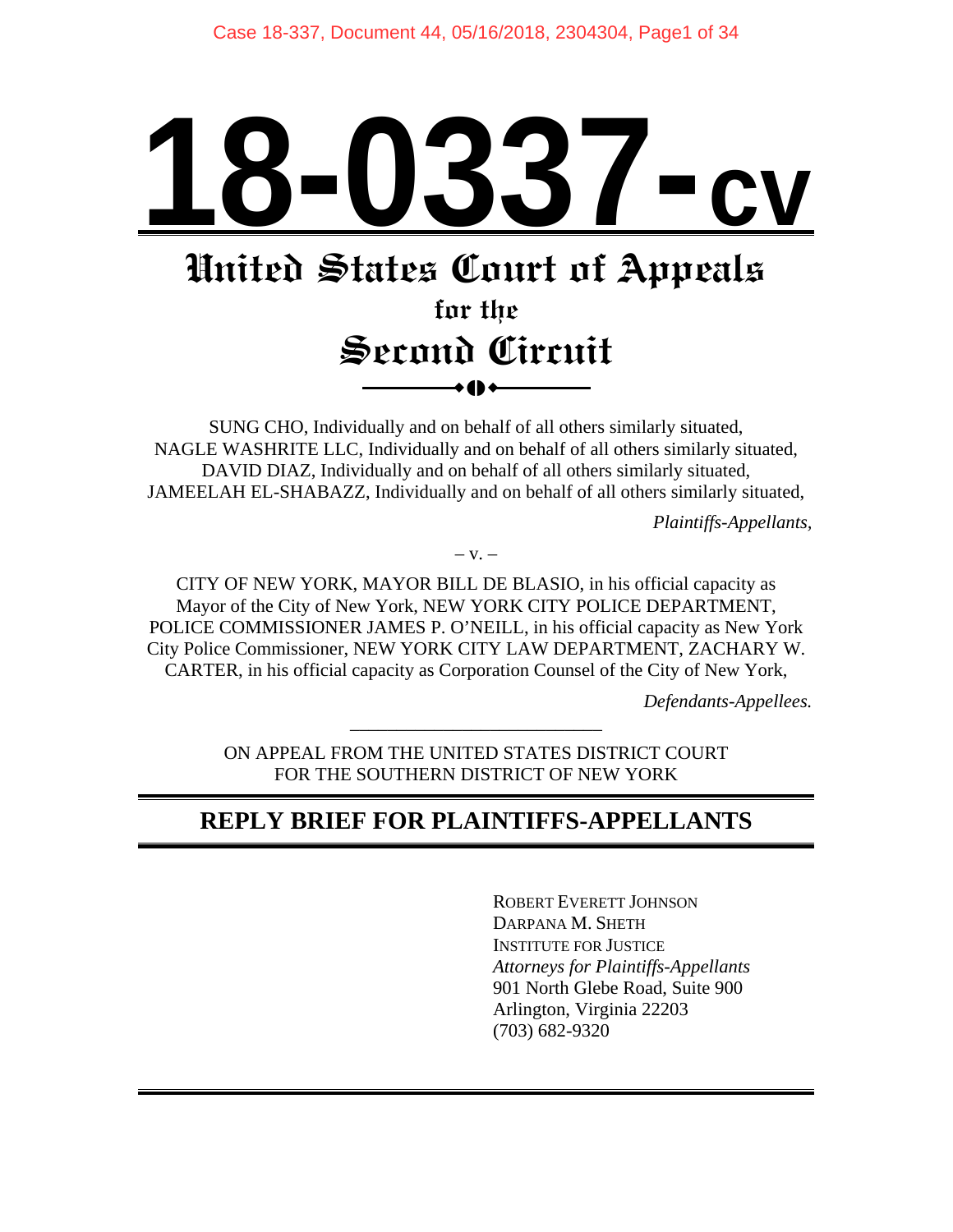# 18-0337-cv

## United States Court of Appeals
### for the
## Second Circuit

SUNG CHO, Individually and on behalf of all others similarly situated, NAGLE WASHRITE LLC, Individually and on behalf of all others similarly situated, DAVID DIAZ, Individually and on behalf of all others similarly situated, JAMEELAH EL-SHABAZZ, Individually and on behalf of all others similarly situated,

*Plaintiffs-Appellants,*

– v. –

CITY OF NEW YORK, MAYOR BILL DE BLASIO, in his official capacity as Mayor of the City of New York, NEW YORK CITY POLICE DEPARTMENT, POLICE COMMISSIONER JAMES P. O'NEILL, in his official capacity as New York City Police Commissioner, NEW YORK CITY LAW DEPARTMENT, ZACHARY W. CARTER, in his official capacity as Corporation Counsel of the City of New York,

*Defendants-Appellees.*

ON APPEAL FROM THE UNITED STATES DISTRICT COURT FOR THE SOUTHERN DISTRICT OF NEW YORK

## REPLY BRIEF FOR PLAINTIFFS-APPELLANTS

ROBERT EVERETT JOHNSON
DARPANA M. SHETH
INSTITUTE FOR JUSTICE
*Attorneys for Plaintiffs-Appellants*
901 North Glebe Road, Suite 900
Arlington, Virginia 22203
(703) 682-9320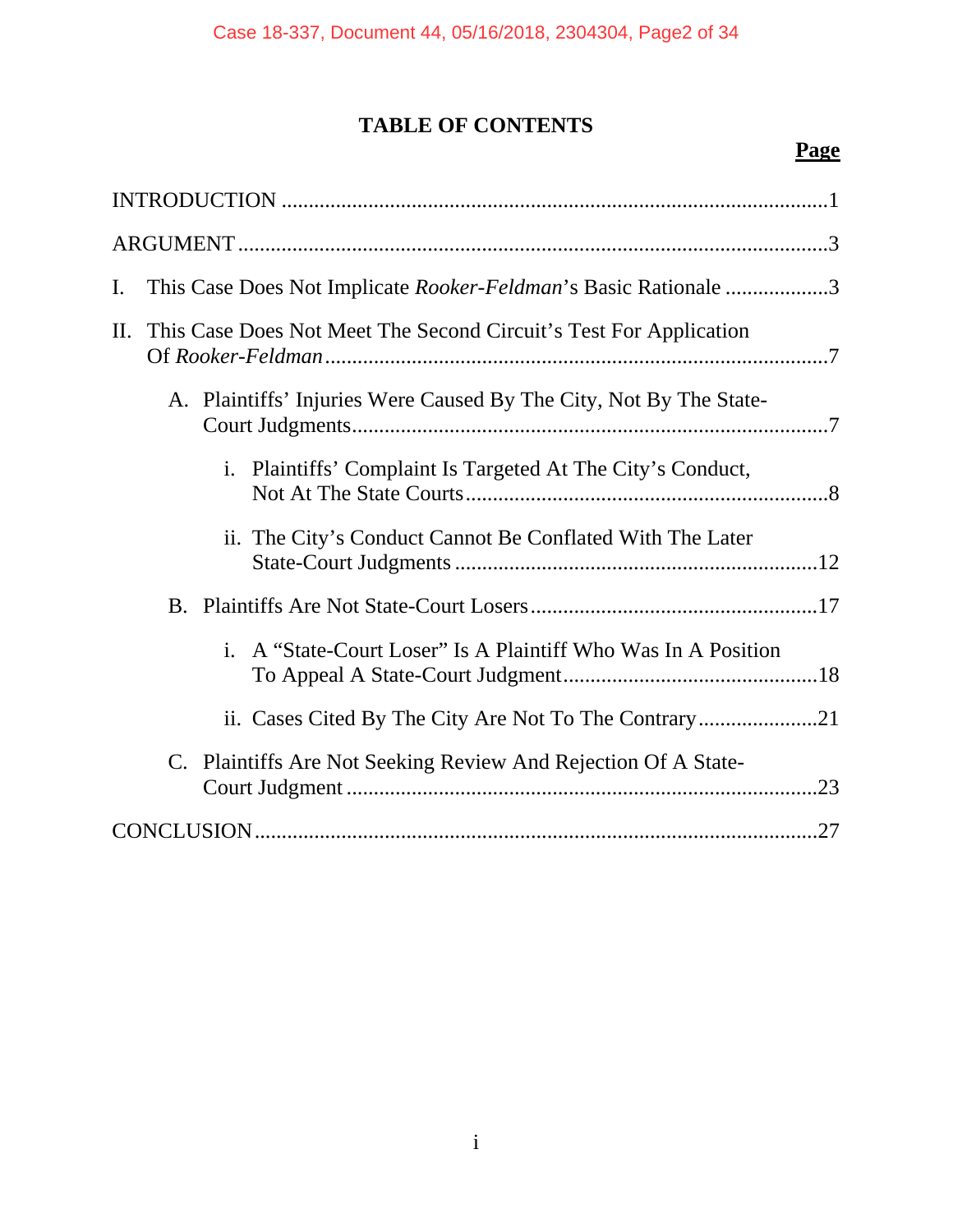# TABLE OF CONTENTS

**Page**

INTRODUCTION ....................................................................................................1

ARGUMENT ..........................................................................................................3

I. This Case Does Not Implicate *Rooker-Feldman*'s Basic Rationale ..................3

II. This Case Does Not Meet The Second Circuit's Test For Application Of *Rooker-Feldman* ..........................................................................................7

- A. Plaintiffs' Injuries Were Caused By The City, Not By The State-Court Judgments .....................................................................................7
  - i. Plaintiffs' Complaint Is Targeted At The City's Conduct, Not At The State Courts .................................................................8
  - ii. The City's Conduct Cannot Be Conflated With The Later State-Court Judgments .................................................................12
- B. Plaintiffs Are Not State-Court Losers ....................................................17
  - i. A "State-Court Loser" Is A Plaintiff Who Was In A Position To Appeal A State-Court Judgment ..............................................18
  - ii. Cases Cited By The City Are Not To The Contrary ......................21
- C. Plaintiffs Are Not Seeking Review And Rejection Of A State-Court Judgment ......................................................................................23

CONCLUSION ......................................................................................................27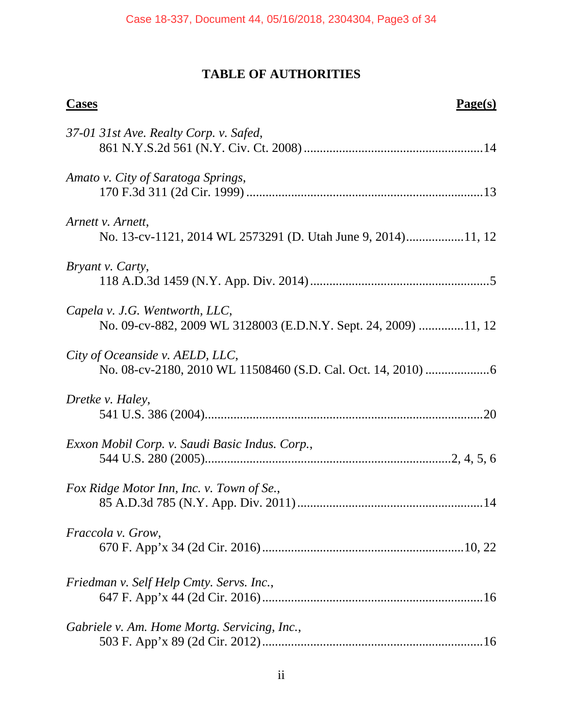# TABLE OF AUTHORITIES

| **Cases** | **Page(s)** |
|---|---|
| *37-01 31st Ave. Realty Corp. v. Safed*, 861 N.Y.S.2d 561 (N.Y. Civ. Ct. 2008) | 14 |
| *Amato v. City of Saratoga Springs*, 170 F.3d 311 (2d Cir. 1999) | 13 |
| *Arnett v. Arnett*, No. 13-cv-1121, 2014 WL 2573291 (D. Utah June 9, 2014) | 11, 12 |
| *Bryant v. Carty*, 118 A.D.3d 1459 (N.Y. App. Div. 2014) | 5 |
| *Capela v. J.G. Wentworth, LLC*, No. 09-cv-882, 2009 WL 3128003 (E.D.N.Y. Sept. 24, 2009) | 11, 12 |
| *City of Oceanside v. AELD, LLC*, No. 08-cv-2180, 2010 WL 11508460 (S.D. Cal. Oct. 14, 2010) | 6 |
| *Dretke v. Haley*, 541 U.S. 386 (2004) | 20 |
| *Exxon Mobil Corp. v. Saudi Basic Indus. Corp.*, 544 U.S. 280 (2005) | 2, 4, 5, 6 |
| *Fox Ridge Motor Inn, Inc. v. Town of Se.*, 85 A.D.3d 785 (N.Y. App. Div. 2011) | 14 |
| *Fraccola v. Grow*, 670 F. App'x 34 (2d Cir. 2016) | 10, 22 |
| *Friedman v. Self Help Cmty. Servs. Inc.*, 647 F. App'x 44 (2d Cir. 2016) | 16 |
| *Gabriele v. Am. Home Mortg. Servicing, Inc.*, 503 F. App'x 89 (2d Cir. 2012) | 16 |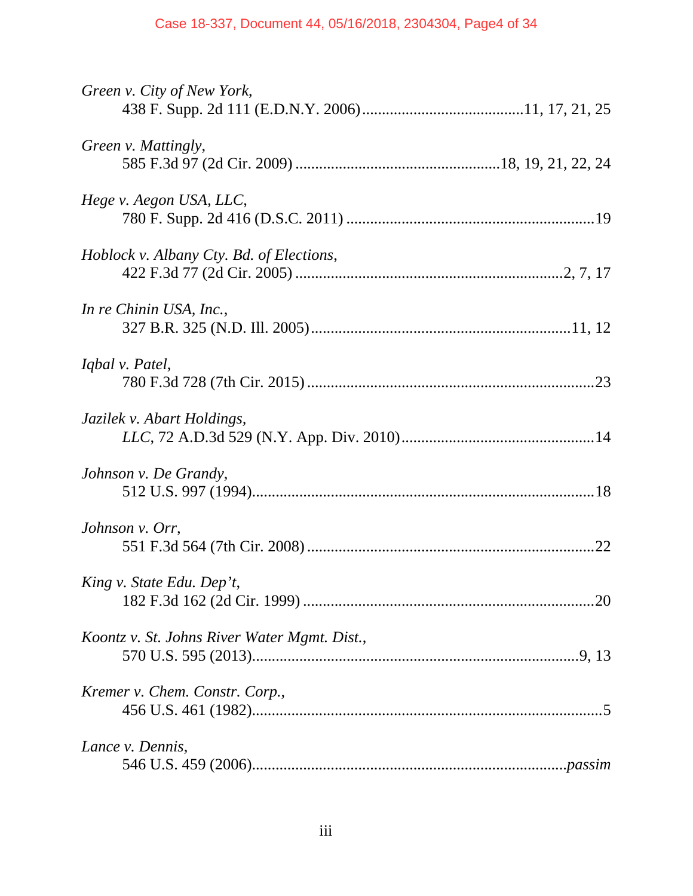*Green v. City of New York*,
438 F. Supp. 2d 111 (E.D.N.Y. 2006)........................................11, 17, 21, 25

*Green v. Mattingly*,
585 F.3d 97 (2d Cir. 2009) ....................................................18, 19, 21, 22, 24

*Hege v. Aegon USA, LLC*,
780 F. Supp. 2d 416 (D.S.C. 2011) ...............................................................19

*Hoblock v. Albany Cty. Bd. of Elections*,
422 F.3d 77 (2d Cir. 2005) ...................................................................2, 7, 17

*In re Chinin USA, Inc.*,
327 B.R. 325 (N.D. Ill. 2005)..................................................................11, 12

*Iqbal v. Patel*,
780 F.3d 728 (7th Cir. 2015) ........................................................................23

*Jazilek v. Abart Holdings,*
*LLC*, 72 A.D.3d 529 (N.Y. App. Div. 2010)................................................14

*Johnson v. De Grandy*,
512 U.S. 997 (1994).....................................................................................18

*Johnson v. Orr*,
551 F.3d 564 (7th Cir. 2008) ........................................................................22

*King v. State Edu. Dep't*,
182 F.3d 162 (2d Cir. 1999) .........................................................................20

*Koontz v. St. Johns River Water Mgmt. Dist.*,
570 U.S. 595 (2013)...................................................................................9, 13

*Kremer v. Chem. Constr. Corp.*,
456 U.S. 461 (1982).......................................................................................5

*Lance v. Dennis*,
546 U.S. 459 (2006)................................................................................*passim*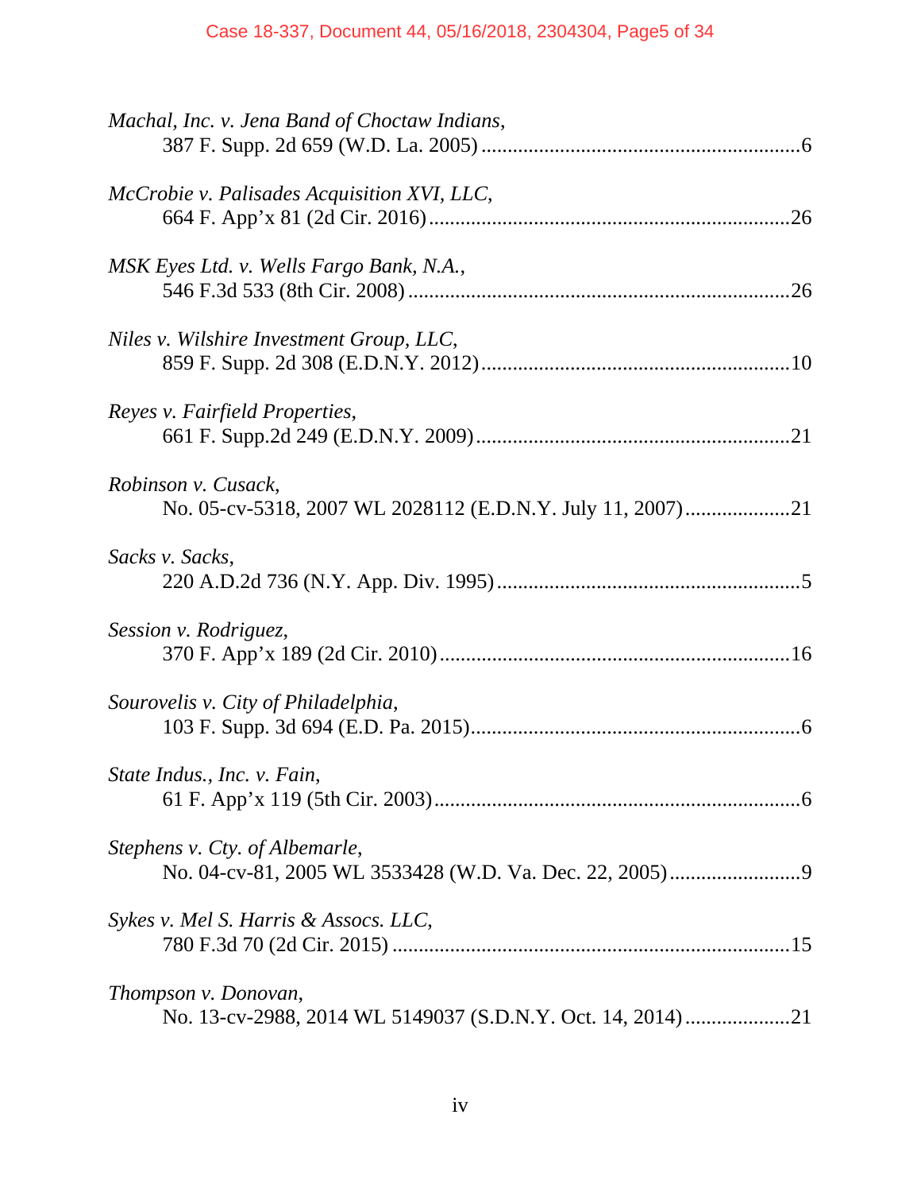*Machal, Inc. v. Jena Band of Choctaw Indians*,
387 F. Supp. 2d 659 (W.D. La. 2005) ............................................................6

*McCrobie v. Palisades Acquisition XVI, LLC*,
664 F. App'x 81 (2d Cir. 2016) ....................................................................26

*MSK Eyes Ltd. v. Wells Fargo Bank, N.A.*,
546 F.3d 533 (8th Cir. 2008) .......................................................................26

*Niles v. Wilshire Investment Group, LLC*,
859 F. Supp. 2d 308 (E.D.N.Y. 2012) ..........................................................10

*Reyes v. Fairfield Properties*,
661 F. Supp.2d 249 (E.D.N.Y. 2009) ...........................................................21

*Robinson v. Cusack*,
No. 05-cv-5318, 2007 WL 2028112 (E.D.N.Y. July 11, 2007) ...................21

*Sacks v. Sacks*,
220 A.D.2d 736 (N.Y. App. Div. 1995) .........................................................5

*Session v. Rodriguez*,
370 F. App'x 189 (2d Cir. 2010) ..................................................................16

*Sourovelis v. City of Philadelphia*,
103 F. Supp. 3d 694 (E.D. Pa. 2015) ..............................................................6

*State Indus., Inc. v. Fain*,
61 F. App'x 119 (5th Cir. 2003) .....................................................................6

*Stephens v. Cty. of Albemarle*,
No. 04-cv-81, 2005 WL 3533428 (W.D. Va. Dec. 22, 2005) .........................9

*Sykes v. Mel S. Harris & Assocs. LLC*,
780 F.3d 70 (2d Cir. 2015) ..........................................................................15

*Thompson v. Donovan*,
No. 13-cv-2988, 2014 WL 5149037 (S.D.N.Y. Oct. 14, 2014) ....................21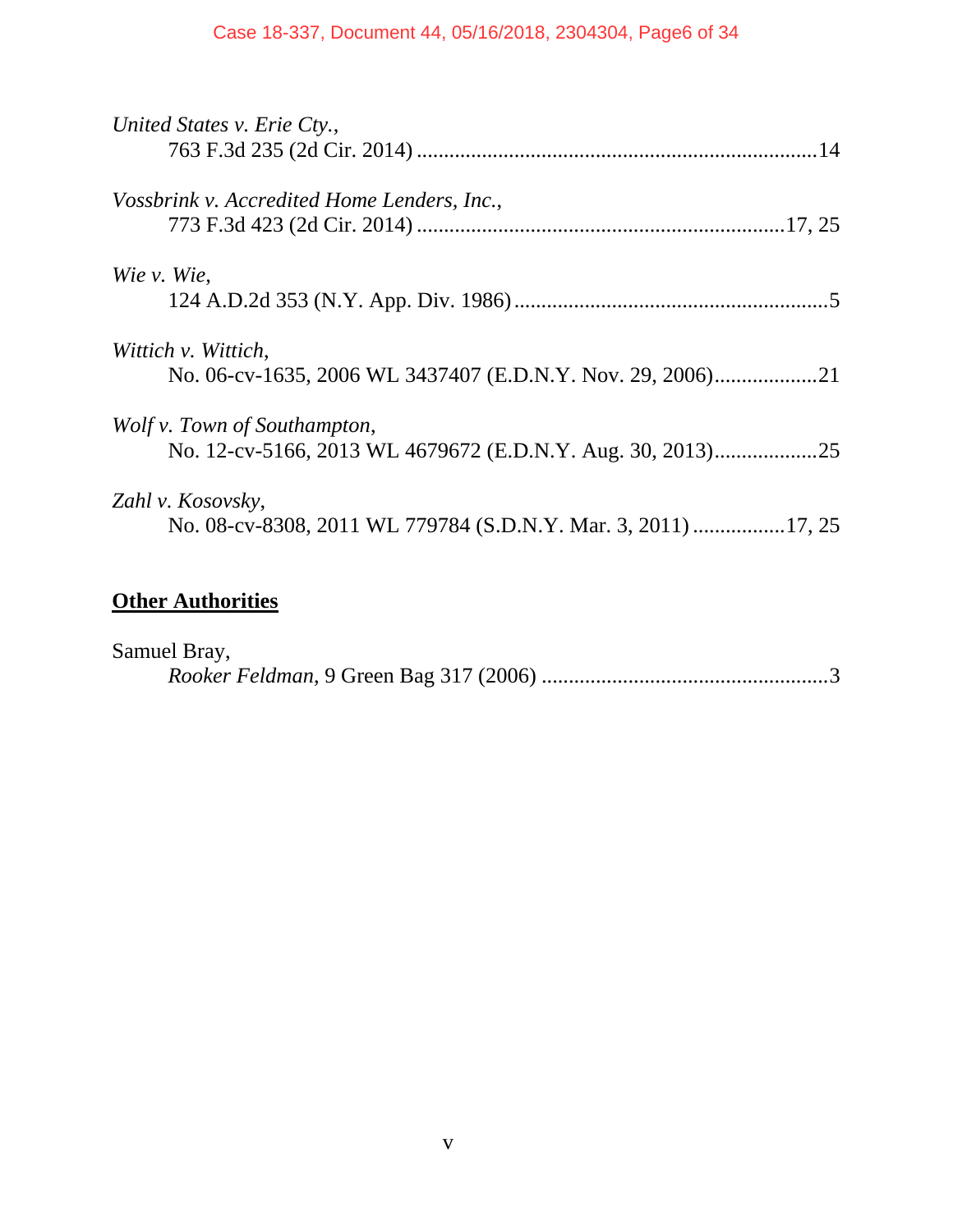*United States v. Erie Cty.*,
763 F.3d 235 (2d Cir. 2014) .........................................................................14

*Vossbrink v. Accredited Home Lenders, Inc.*,
773 F.3d 423 (2d Cir. 2014) ...................................................................17, 25

*Wie v. Wie*,
124 A.D.2d 353 (N.Y. App. Div. 1986) ..........................................................5

*Wittich v. Wittich*,
No. 06-cv-1635, 2006 WL 3437407 (E.D.N.Y. Nov. 29, 2006)...................21

*Wolf v. Town of Southampton*,
No. 12-cv-5166, 2013 WL 4679672 (E.D.N.Y. Aug. 30, 2013)...................25

*Zahl v. Kosovsky*,
No. 08-cv-8308, 2011 WL 779784 (S.D.N.Y. Mar. 3, 2011) .................17, 25

**Other Authorities**

Samuel Bray,
*Rooker Feldman*, 9 Green Bag 317 (2006) .....................................................3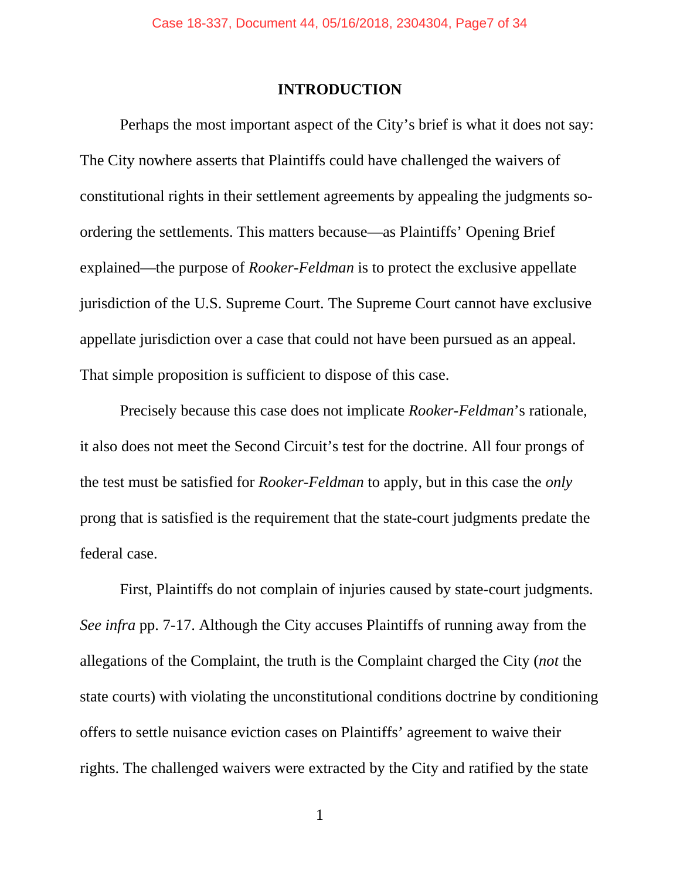# INTRODUCTION

Perhaps the most important aspect of the City's brief is what it does not say: The City nowhere asserts that Plaintiffs could have challenged the waivers of constitutional rights in their settlement agreements by appealing the judgments so-ordering the settlements. This matters because—as Plaintiffs' Opening Brief explained—the purpose of *Rooker-Feldman* is to protect the exclusive appellate jurisdiction of the U.S. Supreme Court. The Supreme Court cannot have exclusive appellate jurisdiction over a case that could not have been pursued as an appeal. That simple proposition is sufficient to dispose of this case.

Precisely because this case does not implicate *Rooker-Feldman*'s rationale, it also does not meet the Second Circuit's test for the doctrine. All four prongs of the test must be satisfied for *Rooker-Feldman* to apply, but in this case the *only* prong that is satisfied is the requirement that the state-court judgments predate the federal case.

First, Plaintiffs do not complain of injuries caused by state-court judgments. *See infra* pp. 7-17. Although the City accuses Plaintiffs of running away from the allegations of the Complaint, the truth is the Complaint charged the City (*not* the state courts) with violating the unconstitutional conditions doctrine by conditioning offers to settle nuisance eviction cases on Plaintiffs' agreement to waive their rights. The challenged waivers were extracted by the City and ratified by the state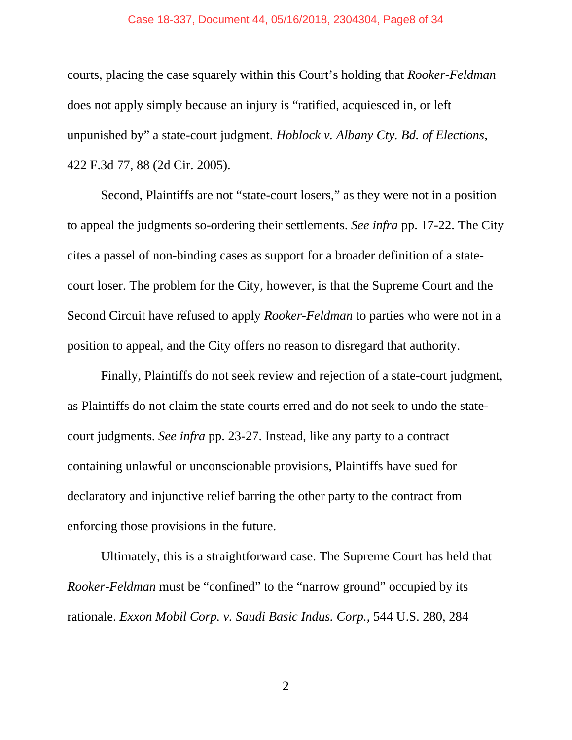courts, placing the case squarely within this Court's holding that *Rooker-Feldman* does not apply simply because an injury is "ratified, acquiesced in, or left unpunished by" a state-court judgment. *Hoblock v. Albany Cty. Bd. of Elections*, 422 F.3d 77, 88 (2d Cir. 2005).

Second, Plaintiffs are not "state-court losers," as they were not in a position to appeal the judgments so-ordering their settlements. *See infra* pp. 17-22. The City cites a passel of non-binding cases as support for a broader definition of a state-court loser. The problem for the City, however, is that the Supreme Court and the Second Circuit have refused to apply *Rooker-Feldman* to parties who were not in a position to appeal, and the City offers no reason to disregard that authority.

Finally, Plaintiffs do not seek review and rejection of a state-court judgment, as Plaintiffs do not claim the state courts erred and do not seek to undo the state-court judgments. *See infra* pp. 23-27. Instead, like any party to a contract containing unlawful or unconscionable provisions, Plaintiffs have sued for declaratory and injunctive relief barring the other party to the contract from enforcing those provisions in the future.

Ultimately, this is a straightforward case. The Supreme Court has held that *Rooker-Feldman* must be "confined" to the "narrow ground" occupied by its rationale. *Exxon Mobil Corp. v. Saudi Basic Indus. Corp.*, 544 U.S. 280, 284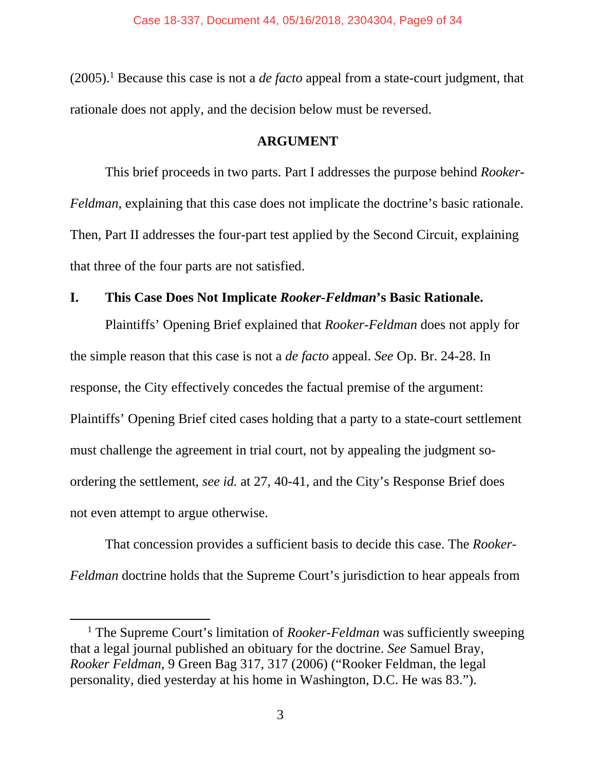(2005).[1] Because this case is not a *de facto* appeal from a state-court judgment, that rationale does not apply, and the decision below must be reversed.

## ARGUMENT

This brief proceeds in two parts. Part I addresses the purpose behind *Rooker-Feldman*, explaining that this case does not implicate the doctrine's basic rationale. Then, Part II addresses the four-part test applied by the Second Circuit, explaining that three of the four parts are not satisfied.

### I. This Case Does Not Implicate *Rooker-Feldman*'s Basic Rationale.

Plaintiffs' Opening Brief explained that *Rooker-Feldman* does not apply for the simple reason that this case is not a *de facto* appeal. *See* Op. Br. 24-28. In response, the City effectively concedes the factual premise of the argument: Plaintiffs' Opening Brief cited cases holding that a party to a state-court settlement must challenge the agreement in trial court, not by appealing the judgment so-ordering the settlement, *see id.* at 27, 40-41, and the City's Response Brief does not even attempt to argue otherwise.

That concession provides a sufficient basis to decide this case. The *Rooker-Feldman* doctrine holds that the Supreme Court's jurisdiction to hear appeals from

---

[1] The Supreme Court's limitation of *Rooker-Feldman* was sufficiently sweeping that a legal journal published an obituary for the doctrine. *See* Samuel Bray, *Rooker Feldman*, 9 Green Bag 317, 317 (2006) ("Rooker Feldman, the legal personality, died yesterday at his home in Washington, D.C. He was 83.").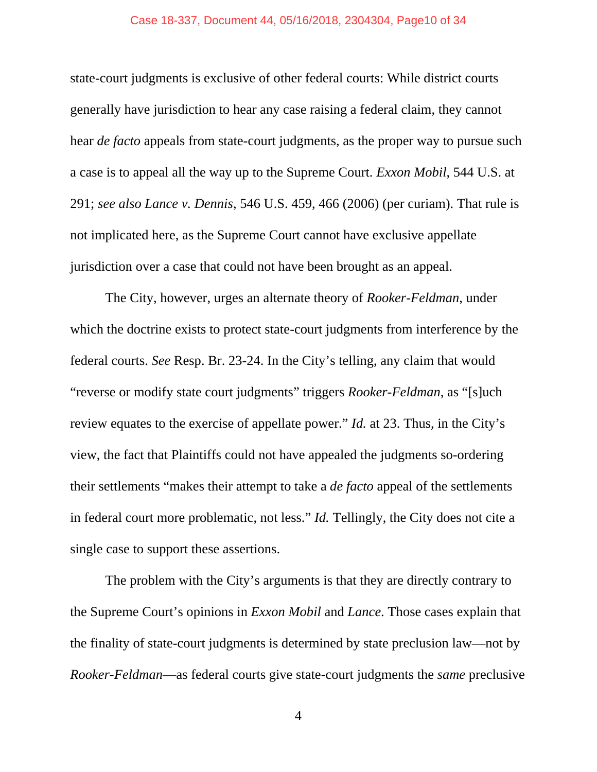state-court judgments is exclusive of other federal courts: While district courts generally have jurisdiction to hear any case raising a federal claim, they cannot hear *de facto* appeals from state-court judgments, as the proper way to pursue such a case is to appeal all the way up to the Supreme Court. *Exxon Mobil*, 544 U.S. at 291; *see also Lance v. Dennis*, 546 U.S. 459, 466 (2006) (per curiam). That rule is not implicated here, as the Supreme Court cannot have exclusive appellate jurisdiction over a case that could not have been brought as an appeal.

The City, however, urges an alternate theory of *Rooker-Feldman*, under which the doctrine exists to protect state-court judgments from interference by the federal courts. *See* Resp. Br. 23-24. In the City's telling, any claim that would "reverse or modify state court judgments" triggers *Rooker-Feldman*, as "[s]uch review equates to the exercise of appellate power." *Id.* at 23. Thus, in the City's view, the fact that Plaintiffs could not have appealed the judgments so-ordering their settlements "makes their attempt to take a *de facto* appeal of the settlements in federal court more problematic, not less." *Id.* Tellingly, the City does not cite a single case to support these assertions.

The problem with the City's arguments is that they are directly contrary to the Supreme Court's opinions in *Exxon Mobil* and *Lance*. Those cases explain that the finality of state-court judgments is determined by state preclusion law—not by *Rooker-Feldman*—as federal courts give state-court judgments the *same* preclusive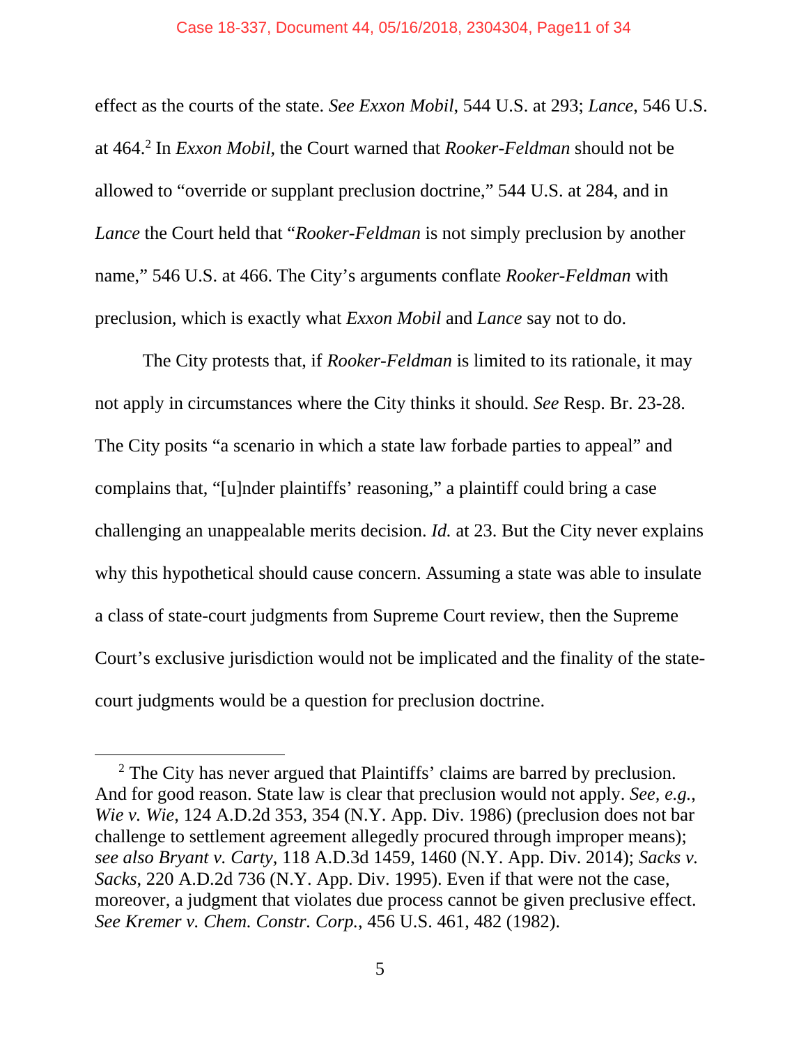effect as the courts of the state. *See Exxon Mobil*, 544 U.S. at 293; *Lance*, 546 U.S. at 464.[2] In *Exxon Mobil*, the Court warned that *Rooker-Feldman* should not be allowed to "override or supplant preclusion doctrine," 544 U.S. at 284, and in *Lance* the Court held that "*Rooker-Feldman* is not simply preclusion by another name," 546 U.S. at 466. The City's arguments conflate *Rooker-Feldman* with preclusion, which is exactly what *Exxon Mobil* and *Lance* say not to do.

The City protests that, if *Rooker-Feldman* is limited to its rationale, it may not apply in circumstances where the City thinks it should. *See* Resp. Br. 23-28. The City posits "a scenario in which a state law forbade parties to appeal" and complains that, "[u]nder plaintiffs' reasoning," a plaintiff could bring a case challenging an unappealable merits decision. *Id.* at 23. But the City never explains why this hypothetical should cause concern. Assuming a state was able to insulate a class of state-court judgments from Supreme Court review, then the Supreme Court's exclusive jurisdiction would not be implicated and the finality of the state-court judgments would be a question for preclusion doctrine.

---

[2] The City has never argued that Plaintiffs' claims are barred by preclusion. And for good reason. State law is clear that preclusion would not apply. *See, e.g.*, *Wie v. Wie*, 124 A.D.2d 353, 354 (N.Y. App. Div. 1986) (preclusion does not bar challenge to settlement agreement allegedly procured through improper means); *see also Bryant v. Carty*, 118 A.D.3d 1459, 1460 (N.Y. App. Div. 2014); *Sacks v. Sacks*, 220 A.D.2d 736 (N.Y. App. Div. 1995). Even if that were not the case, moreover, a judgment that violates due process cannot be given preclusive effect. *See Kremer v. Chem. Constr. Corp.*, 456 U.S. 461, 482 (1982).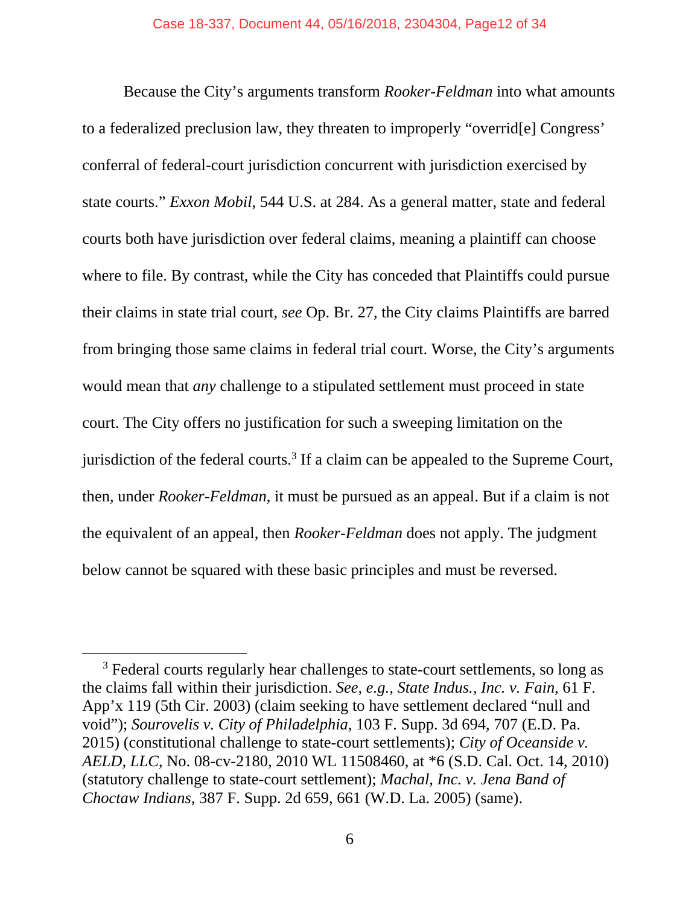Because the City's arguments transform *Rooker-Feldman* into what amounts to a federalized preclusion law, they threaten to improperly "overrid[e] Congress' conferral of federal-court jurisdiction concurrent with jurisdiction exercised by state courts." *Exxon Mobil*, 544 U.S. at 284. As a general matter, state and federal courts both have jurisdiction over federal claims, meaning a plaintiff can choose where to file. By contrast, while the City has conceded that Plaintiffs could pursue their claims in state trial court, *see* Op. Br. 27, the City claims Plaintiffs are barred from bringing those same claims in federal trial court. Worse, the City's arguments would mean that *any* challenge to a stipulated settlement must proceed in state court. The City offers no justification for such a sweeping limitation on the jurisdiction of the federal courts.[3] If a claim can be appealed to the Supreme Court, then, under *Rooker-Feldman*, it must be pursued as an appeal. But if a claim is not the equivalent of an appeal, then *Rooker-Feldman* does not apply. The judgment below cannot be squared with these basic principles and must be reversed.

---

[3] Federal courts regularly hear challenges to state-court settlements, so long as the claims fall within their jurisdiction. *See, e.g.*, *State Indus., Inc. v. Fain*, 61 F. App'x 119 (5th Cir. 2003) (claim seeking to have settlement declared "null and void"); *Sourovelis v. City of Philadelphia*, 103 F. Supp. 3d 694, 707 (E.D. Pa. 2015) (constitutional challenge to state-court settlements); *City of Oceanside v. AELD, LLC*, No. 08-cv-2180, 2010 WL 11508460, at *6 (S.D. Cal. Oct. 14, 2010) (statutory challenge to state-court settlement); *Machal, Inc. v. Jena Band of Choctaw Indians*, 387 F. Supp. 2d 659, 661 (W.D. La. 2005) (same).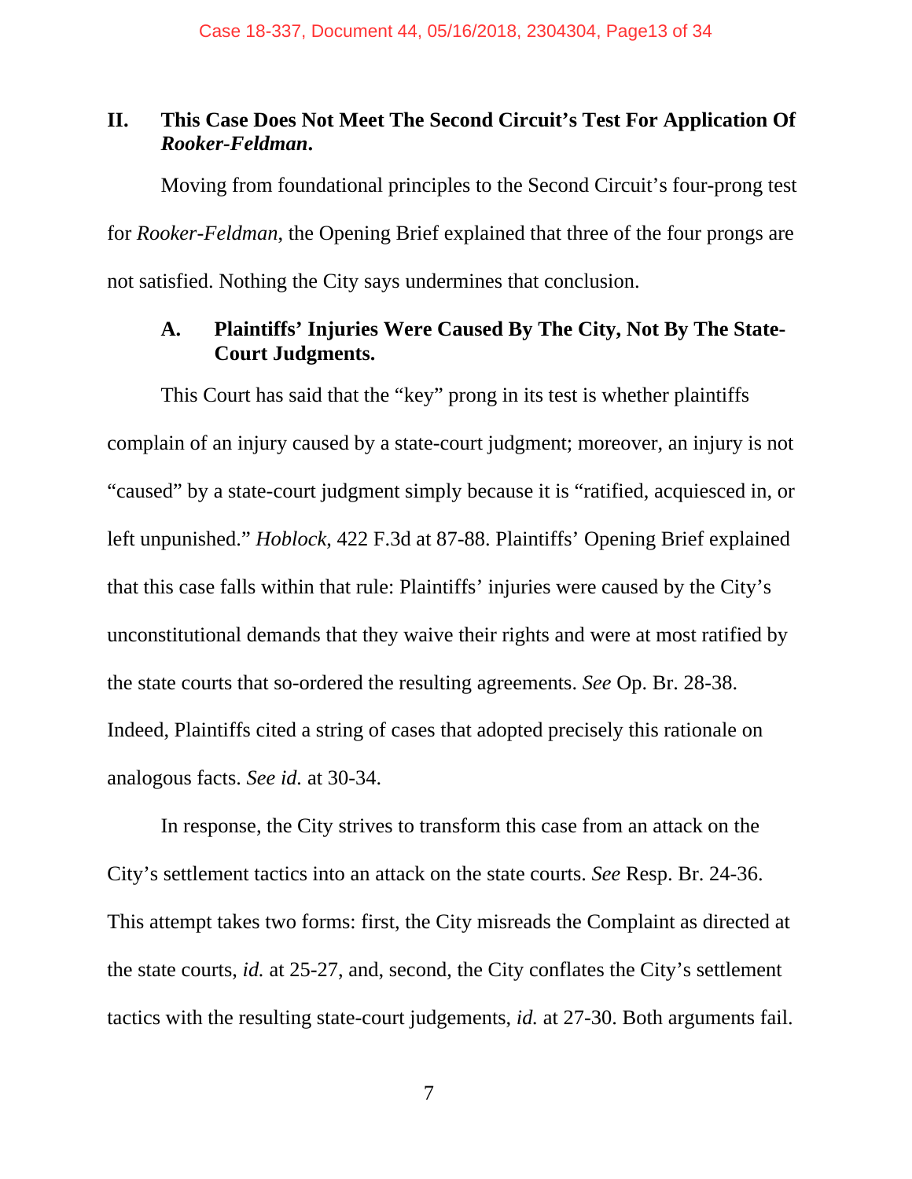## II. This Case Does Not Meet The Second Circuit's Test For Application Of *Rooker-Feldman*.

Moving from foundational principles to the Second Circuit's four-prong test for *Rooker-Feldman*, the Opening Brief explained that three of the four prongs are not satisfied. Nothing the City says undermines that conclusion.

### A. Plaintiffs' Injuries Were Caused By The City, Not By The State-Court Judgments.

This Court has said that the "key" prong in its test is whether plaintiffs complain of an injury caused by a state-court judgment; moreover, an injury is not "caused" by a state-court judgment simply because it is "ratified, acquiesced in, or left unpunished." *Hoblock*, 422 F.3d at 87-88. Plaintiffs' Opening Brief explained that this case falls within that rule: Plaintiffs' injuries were caused by the City's unconstitutional demands that they waive their rights and were at most ratified by the state courts that so-ordered the resulting agreements. *See* Op. Br. 28-38. Indeed, Plaintiffs cited a string of cases that adopted precisely this rationale on analogous facts. *See id.* at 30-34.

In response, the City strives to transform this case from an attack on the City's settlement tactics into an attack on the state courts. *See* Resp. Br. 24-36. This attempt takes two forms: first, the City misreads the Complaint as directed at the state courts, *id.* at 25-27, and, second, the City conflates the City's settlement tactics with the resulting state-court judgements, *id.* at 27-30. Both arguments fail.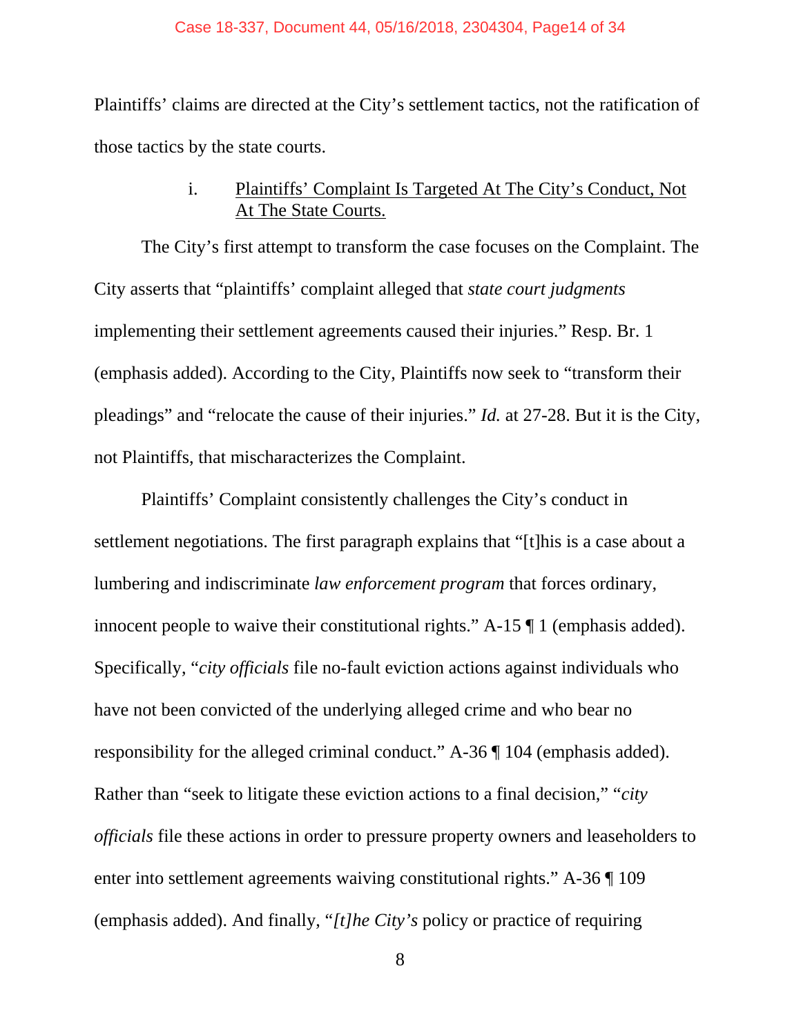Plaintiffs' claims are directed at the City's settlement tactics, not the ratification of those tactics by the state courts.

i. Plaintiffs' Complaint Is Targeted At The City's Conduct, Not At The State Courts.

The City's first attempt to transform the case focuses on the Complaint. The City asserts that "plaintiffs' complaint alleged that *state court judgments* implementing their settlement agreements caused their injuries." Resp. Br. 1 (emphasis added). According to the City, Plaintiffs now seek to "transform their pleadings" and "relocate the cause of their injuries." *Id.* at 27-28. But it is the City, not Plaintiffs, that mischaracterizes the Complaint.

Plaintiffs' Complaint consistently challenges the City's conduct in settlement negotiations. The first paragraph explains that "[t]his is a case about a lumbering and indiscriminate *law enforcement program* that forces ordinary, innocent people to waive their constitutional rights." A-15 ¶ 1 (emphasis added). Specifically, "*city officials* file no-fault eviction actions against individuals who have not been convicted of the underlying alleged crime and who bear no responsibility for the alleged criminal conduct." A-36 ¶ 104 (emphasis added). Rather than "seek to litigate these eviction actions to a final decision," "*city officials* file these actions in order to pressure property owners and leaseholders to enter into settlement agreements waiving constitutional rights." A-36 ¶ 109 (emphasis added). And finally, "*[t]he City's* policy or practice of requiring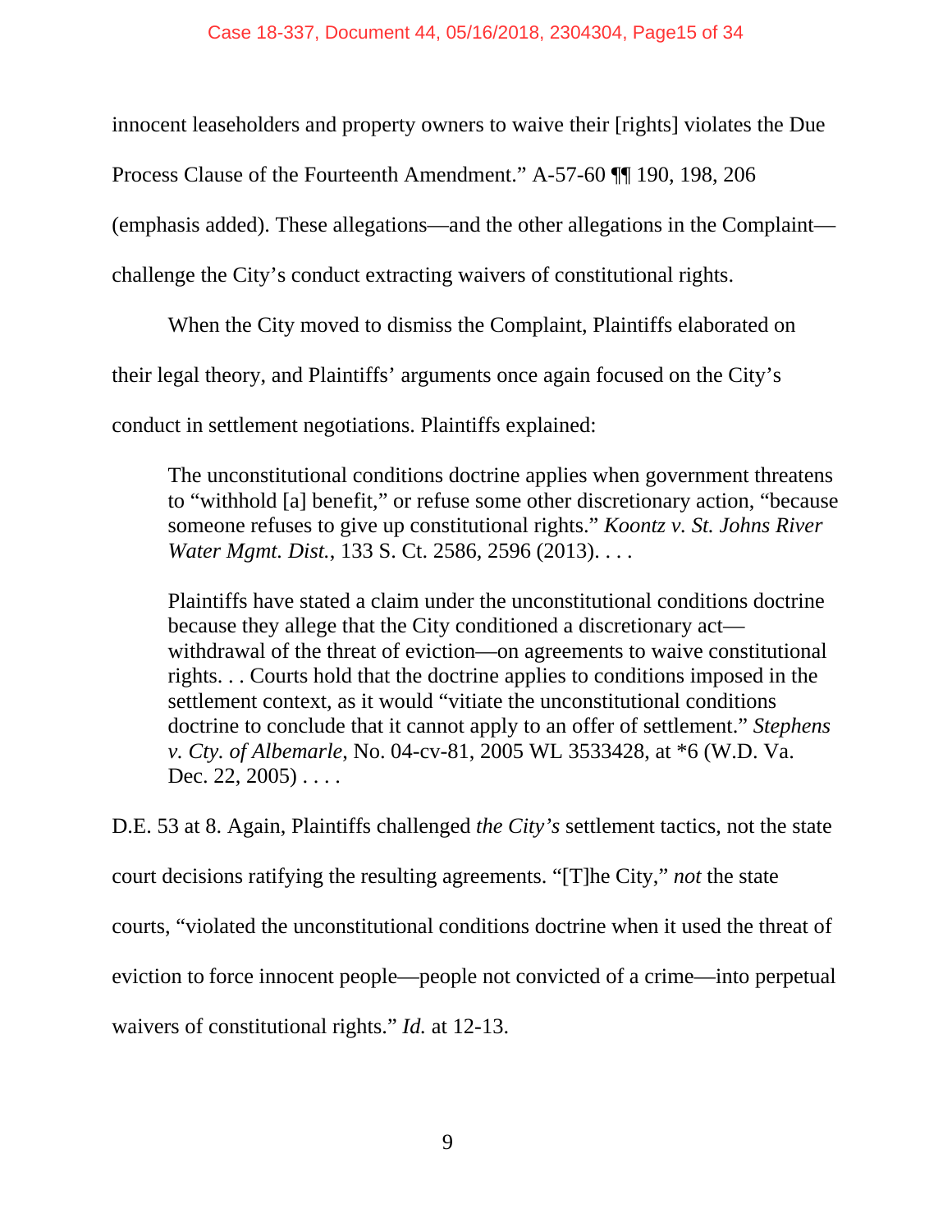innocent leaseholders and property owners to waive their [rights] violates the Due Process Clause of the Fourteenth Amendment." A-57-60 ¶¶ 190, 198, 206 (emphasis added). These allegations—and the other allegations in the Complaint—challenge the City's conduct extracting waivers of constitutional rights.

When the City moved to dismiss the Complaint, Plaintiffs elaborated on their legal theory, and Plaintiffs' arguments once again focused on the City's conduct in settlement negotiations. Plaintiffs explained:

> The unconstitutional conditions doctrine applies when government threatens to "withhold [a] benefit," or refuse some other discretionary action, "because someone refuses to give up constitutional rights." *Koontz v. St. Johns River Water Mgmt. Dist.*, 133 S. Ct. 2586, 2596 (2013). . . .
>
> Plaintiffs have stated a claim under the unconstitutional conditions doctrine because they allege that the City conditioned a discretionary act—withdrawal of the threat of eviction—on agreements to waive constitutional rights. . . Courts hold that the doctrine applies to conditions imposed in the settlement context, as it would "vitiate the unconstitutional conditions doctrine to conclude that it cannot apply to an offer of settlement." *Stephens v. Cty. of Albemarle*, No. 04-cv-81, 2005 WL 3533428, at *6 (W.D. Va. Dec. 22, 2005) . . . .

D.E. 53 at 8. Again, Plaintiffs challenged *the City's* settlement tactics, not the state court decisions ratifying the resulting agreements. "[T]he City," *not* the state courts, "violated the unconstitutional conditions doctrine when it used the threat of eviction to force innocent people—people not convicted of a crime—into perpetual waivers of constitutional rights." *Id.* at 12-13.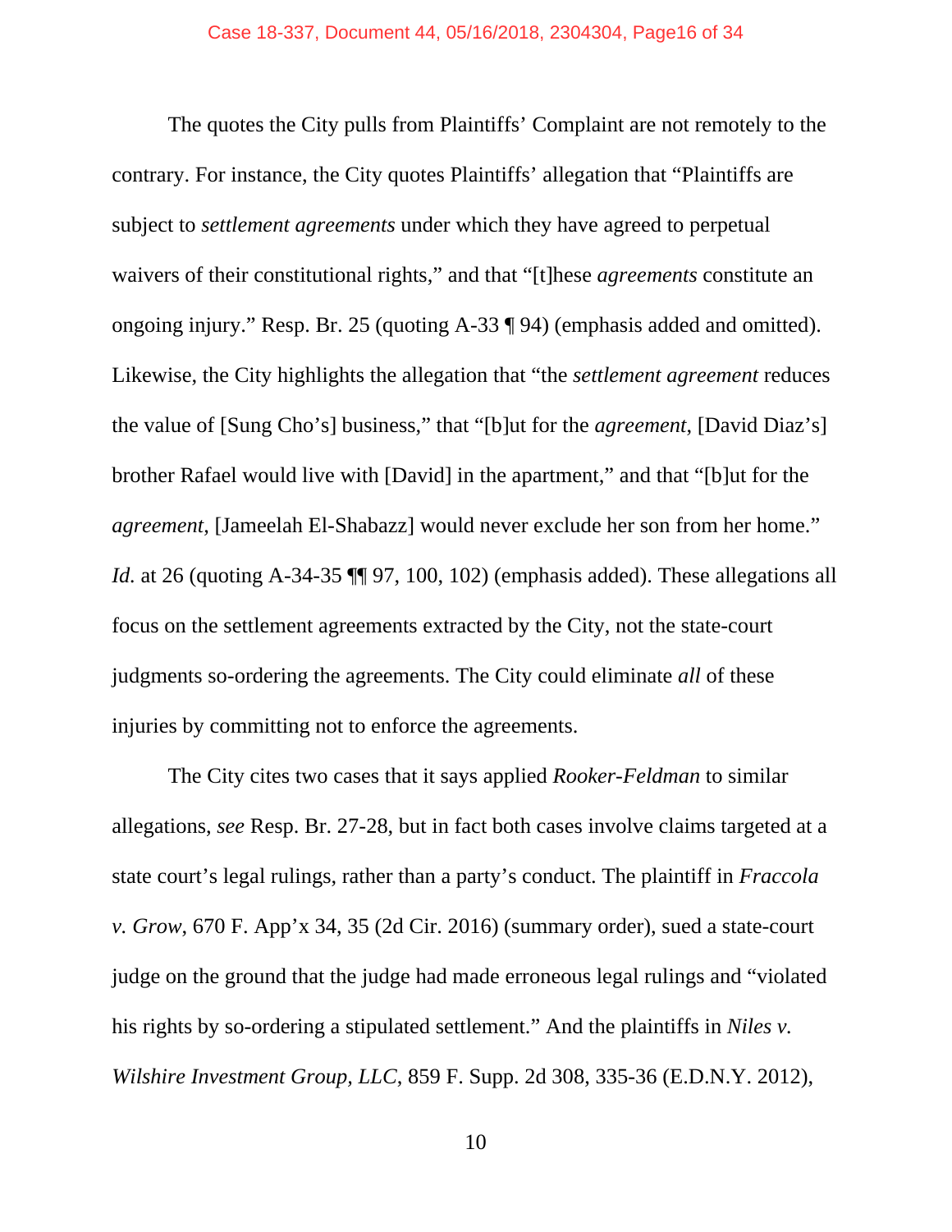The quotes the City pulls from Plaintiffs' Complaint are not remotely to the contrary. For instance, the City quotes Plaintiffs' allegation that "Plaintiffs are subject to *settlement agreements* under which they have agreed to perpetual waivers of their constitutional rights," and that "[t]hese *agreements* constitute an ongoing injury." Resp. Br. 25 (quoting A-33 ¶ 94) (emphasis added and omitted). Likewise, the City highlights the allegation that "the *settlement agreement* reduces the value of [Sung Cho's] business," that "[b]ut for the *agreement*, [David Diaz's] brother Rafael would live with [David] in the apartment," and that "[b]ut for the *agreement*, [Jameelah El-Shabazz] would never exclude her son from her home." *Id.* at 26 (quoting A-34-35 ¶¶ 97, 100, 102) (emphasis added). These allegations all focus on the settlement agreements extracted by the City, not the state-court judgments so-ordering the agreements. The City could eliminate *all* of these injuries by committing not to enforce the agreements.

The City cites two cases that it says applied *Rooker-Feldman* to similar allegations, *see* Resp. Br. 27-28, but in fact both cases involve claims targeted at a state court's legal rulings, rather than a party's conduct. The plaintiff in *Fraccola v. Grow*, 670 F. App'x 34, 35 (2d Cir. 2016) (summary order), sued a state-court judge on the ground that the judge had made erroneous legal rulings and "violated his rights by so-ordering a stipulated settlement." And the plaintiffs in *Niles v. Wilshire Investment Group, LLC*, 859 F. Supp. 2d 308, 335-36 (E.D.N.Y. 2012),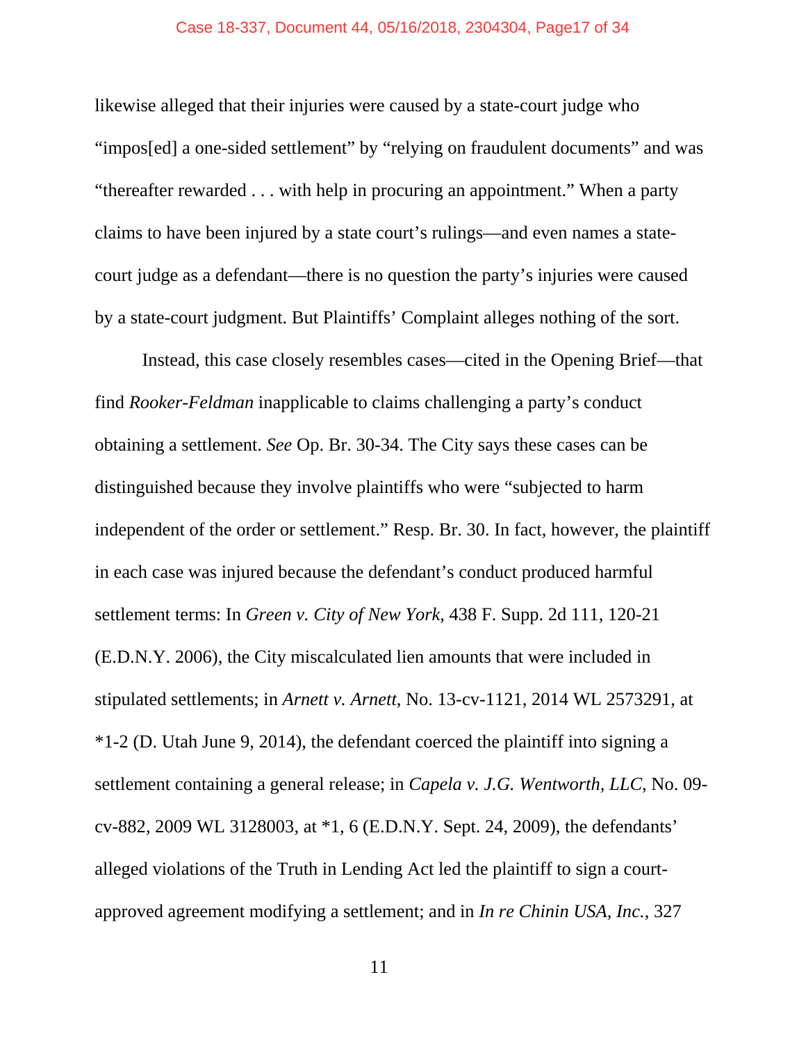likewise alleged that their injuries were caused by a state-court judge who "impos[ed] a one-sided settlement" by "relying on fraudulent documents" and was "thereafter rewarded . . . with help in procuring an appointment." When a party claims to have been injured by a state court's rulings—and even names a state-court judge as a defendant—there is no question the party's injuries were caused by a state-court judgment. But Plaintiffs' Complaint alleges nothing of the sort.

Instead, this case closely resembles cases—cited in the Opening Brief—that find *Rooker-Feldman* inapplicable to claims challenging a party's conduct obtaining a settlement. *See* Op. Br. 30-34. The City says these cases can be distinguished because they involve plaintiffs who were "subjected to harm independent of the order or settlement." Resp. Br. 30. In fact, however, the plaintiff in each case was injured because the defendant's conduct produced harmful settlement terms: In *Green v. City of New York*, 438 F. Supp. 2d 111, 120-21 (E.D.N.Y. 2006), the City miscalculated lien amounts that were included in stipulated settlements; in *Arnett v. Arnett*, No. 13-cv-1121, 2014 WL 2573291, at *1-2 (D. Utah June 9, 2014), the defendant coerced the plaintiff into signing a settlement containing a general release; in *Capela v. J.G. Wentworth, LLC*, No. 09-cv-882, 2009 WL 3128003, at *1, 6 (E.D.N.Y. Sept. 24, 2009), the defendants' alleged violations of the Truth in Lending Act led the plaintiff to sign a court-approved agreement modifying a settlement; and in *In re Chinin USA, Inc.*, 327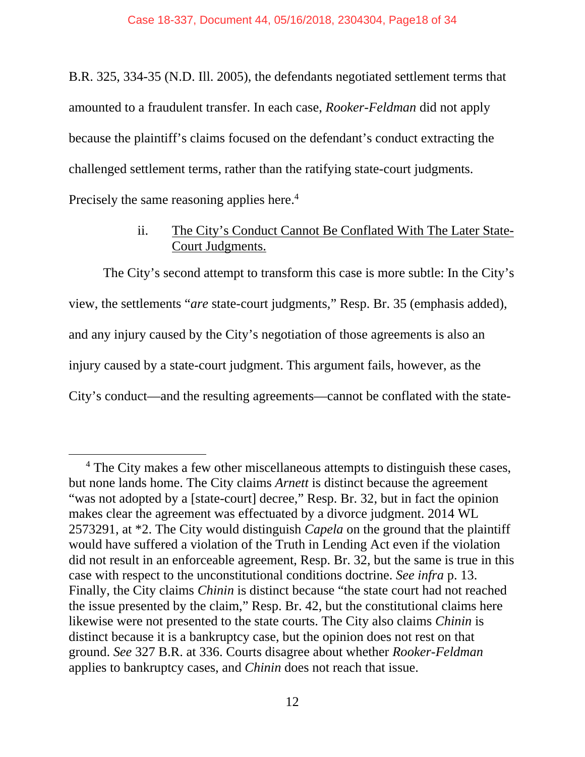B.R. 325, 334-35 (N.D. Ill. 2005), the defendants negotiated settlement terms that amounted to a fraudulent transfer. In each case, *Rooker-Feldman* did not apply because the plaintiff's claims focused on the defendant's conduct extracting the challenged settlement terms, rather than the ratifying state-court judgments. Precisely the same reasoning applies here.[4]

ii. <u>The City's Conduct Cannot Be Conflated With The Later State-Court Judgments.</u>

The City's second attempt to transform this case is more subtle: In the City's view, the settlements "*are* state-court judgments," Resp. Br. 35 (emphasis added), and any injury caused by the City's negotiation of those agreements is also an injury caused by a state-court judgment. This argument fails, however, as the City's conduct—and the resulting agreements—cannot be conflated with the state-

---

[4] The City makes a few other miscellaneous attempts to distinguish these cases, but none lands home. The City claims *Arnett* is distinct because the agreement "was not adopted by a [state-court] decree," Resp. Br. 32, but in fact the opinion makes clear the agreement was effectuated by a divorce judgment. 2014 WL 2573291, at *2. The City would distinguish *Capela* on the ground that the plaintiff would have suffered a violation of the Truth in Lending Act even if the violation did not result in an enforceable agreement, Resp. Br. 32, but the same is true in this case with respect to the unconstitutional conditions doctrine. *See infra* p. 13. Finally, the City claims *Chinin* is distinct because "the state court had not reached the issue presented by the claim," Resp. Br. 42, but the constitutional claims here likewise were not presented to the state courts. The City also claims *Chinin* is distinct because it is a bankruptcy case, but the opinion does not rest on that ground. *See* 327 B.R. at 336. Courts disagree about whether *Rooker-Feldman* applies to bankruptcy cases, and *Chinin* does not reach that issue.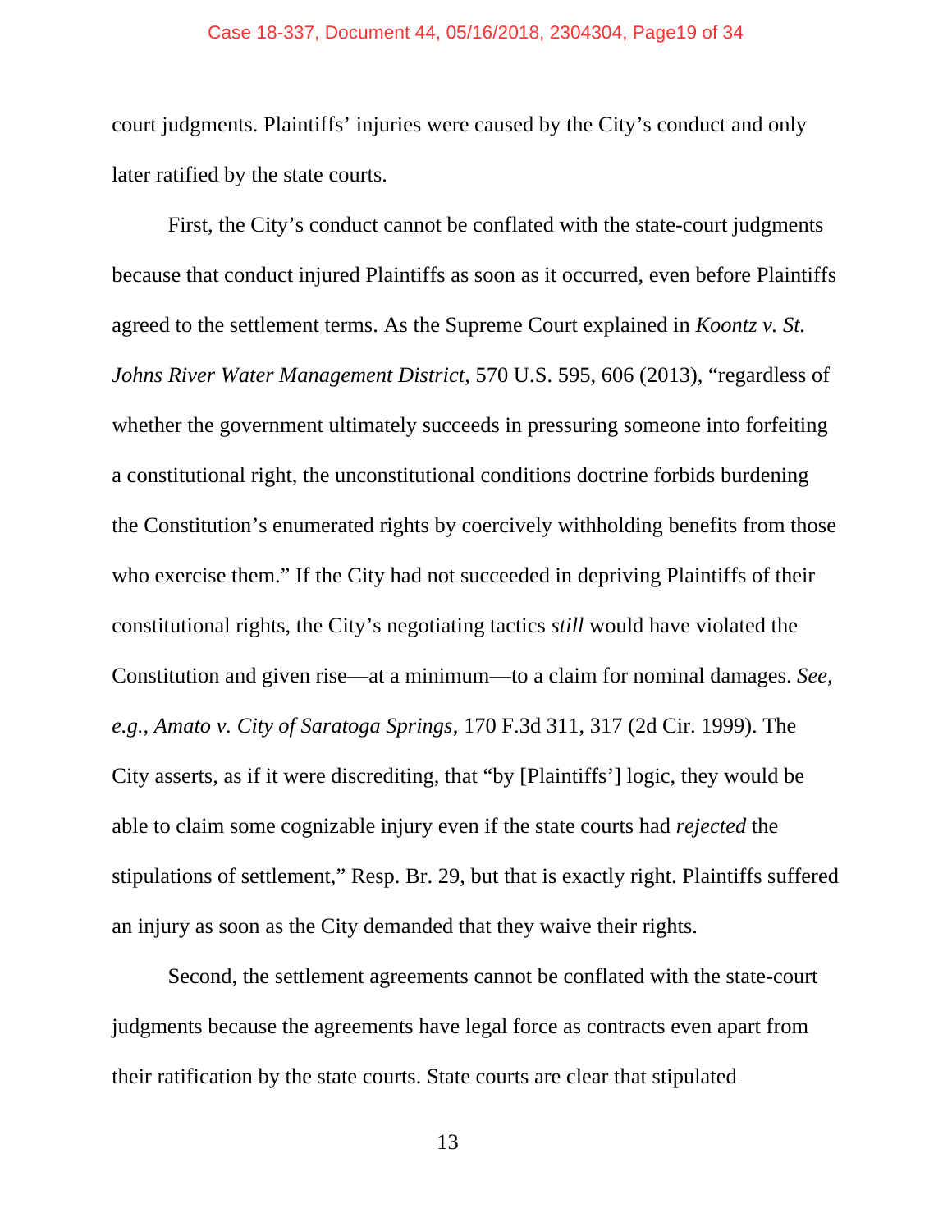court judgments. Plaintiffs' injuries were caused by the City's conduct and only later ratified by the state courts.

First, the City's conduct cannot be conflated with the state-court judgments because that conduct injured Plaintiffs as soon as it occurred, even before Plaintiffs agreed to the settlement terms. As the Supreme Court explained in *Koontz v. St. Johns River Water Management District*, 570 U.S. 595, 606 (2013), "regardless of whether the government ultimately succeeds in pressuring someone into forfeiting a constitutional right, the unconstitutional conditions doctrine forbids burdening the Constitution's enumerated rights by coercively withholding benefits from those who exercise them." If the City had not succeeded in depriving Plaintiffs of their constitutional rights, the City's negotiating tactics *still* would have violated the Constitution and given rise—at a minimum—to a claim for nominal damages. *See, e.g.*, *Amato v. City of Saratoga Springs*, 170 F.3d 311, 317 (2d Cir. 1999). The City asserts, as if it were discrediting, that "by [Plaintiffs'] logic, they would be able to claim some cognizable injury even if the state courts had *rejected* the stipulations of settlement," Resp. Br. 29, but that is exactly right. Plaintiffs suffered an injury as soon as the City demanded that they waive their rights.

Second, the settlement agreements cannot be conflated with the state-court judgments because the agreements have legal force as contracts even apart from their ratification by the state courts. State courts are clear that stipulated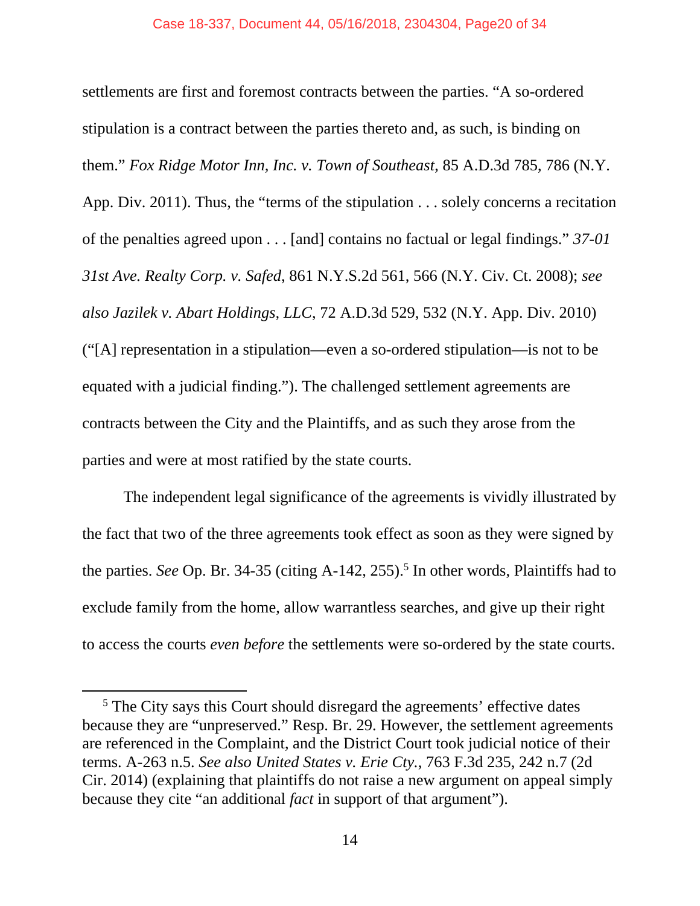settlements are first and foremost contracts between the parties. "A so-ordered stipulation is a contract between the parties thereto and, as such, is binding on them." *Fox Ridge Motor Inn, Inc. v. Town of Southeast*, 85 A.D.3d 785, 786 (N.Y. App. Div. 2011). Thus, the "terms of the stipulation . . . solely concerns a recitation of the penalties agreed upon . . . [and] contains no factual or legal findings." *37-01 31st Ave. Realty Corp. v. Safed*, 861 N.Y.S.2d 561, 566 (N.Y. Civ. Ct. 2008); *see also Jazilek v. Abart Holdings, LLC*, 72 A.D.3d 529, 532 (N.Y. App. Div. 2010) ("[A] representation in a stipulation—even a so-ordered stipulation—is not to be equated with a judicial finding."). The challenged settlement agreements are contracts between the City and the Plaintiffs, and as such they arose from the parties and were at most ratified by the state courts.

The independent legal significance of the agreements is vividly illustrated by the fact that two of the three agreements took effect as soon as they were signed by the parties. *See* Op. Br. 34-35 (citing A-142, 255).[5] In other words, Plaintiffs had to exclude family from the home, allow warrantless searches, and give up their right to access the courts *even before* the settlements were so-ordered by the state courts.

---

[5] The City says this Court should disregard the agreements' effective dates because they are "unpreserved." Resp. Br. 29. However, the settlement agreements are referenced in the Complaint, and the District Court took judicial notice of their terms. A-263 n.5. *See also United States v. Erie Cty.*, 763 F.3d 235, 242 n.7 (2d Cir. 2014) (explaining that plaintiffs do not raise a new argument on appeal simply because they cite "an additional *fact* in support of that argument").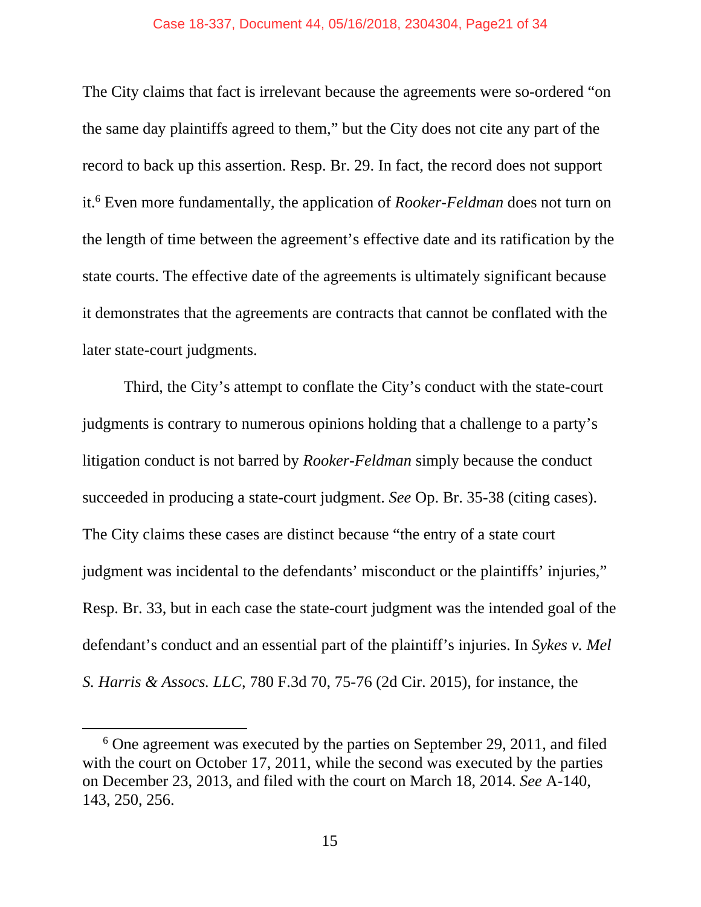The City claims that fact is irrelevant because the agreements were so-ordered "on the same day plaintiffs agreed to them," but the City does not cite any part of the record to back up this assertion. Resp. Br. 29. In fact, the record does not support it.[6] Even more fundamentally, the application of *Rooker-Feldman* does not turn on the length of time between the agreement's effective date and its ratification by the state courts. The effective date of the agreements is ultimately significant because it demonstrates that the agreements are contracts that cannot be conflated with the later state-court judgments.

Third, the City's attempt to conflate the City's conduct with the state-court judgments is contrary to numerous opinions holding that a challenge to a party's litigation conduct is not barred by *Rooker-Feldman* simply because the conduct succeeded in producing a state-court judgment. *See* Op. Br. 35-38 (citing cases). The City claims these cases are distinct because "the entry of a state court judgment was incidental to the defendants' misconduct or the plaintiffs' injuries," Resp. Br. 33, but in each case the state-court judgment was the intended goal of the defendant's conduct and an essential part of the plaintiff's injuries. In *Sykes v. Mel S. Harris & Assocs. LLC*, 780 F.3d 70, 75-76 (2d Cir. 2015), for instance, the

[6] One agreement was executed by the parties on September 29, 2011, and filed with the court on October 17, 2011, while the second was executed by the parties on December 23, 2013, and filed with the court on March 18, 2014. *See* A-140, 143, 250, 256.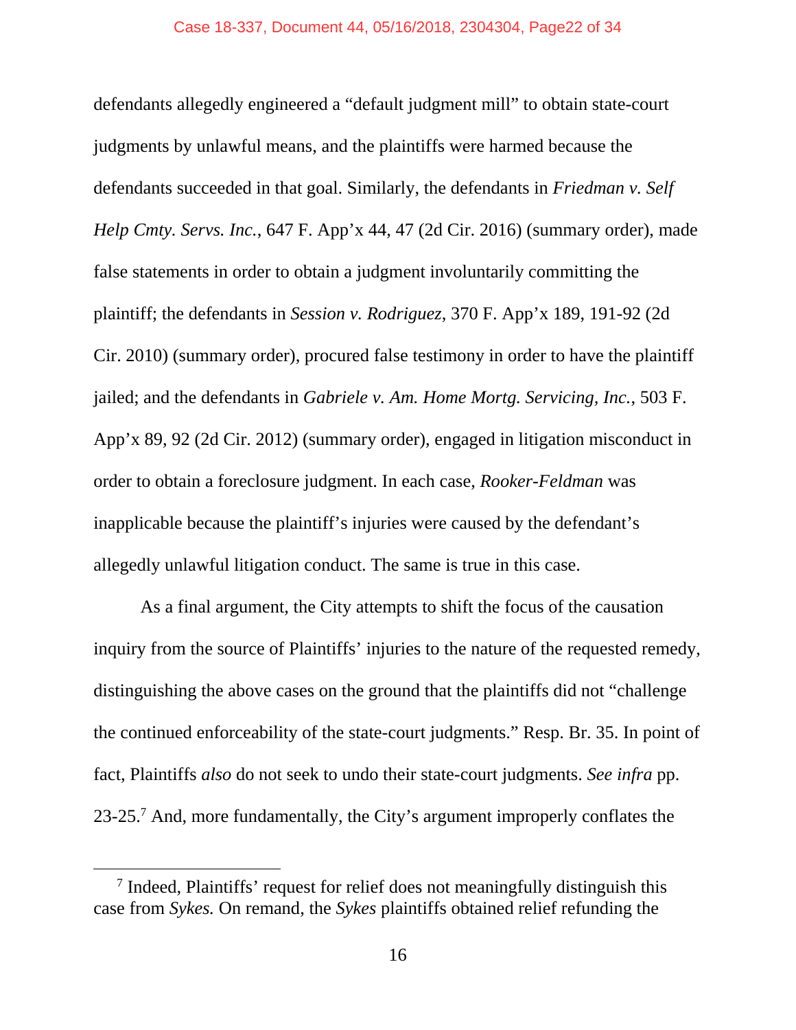defendants allegedly engineered a "default judgment mill" to obtain state-court judgments by unlawful means, and the plaintiffs were harmed because the defendants succeeded in that goal. Similarly, the defendants in *Friedman v. Self Help Cmty. Servs. Inc.*, 647 F. App'x 44, 47 (2d Cir. 2016) (summary order), made false statements in order to obtain a judgment involuntarily committing the plaintiff; the defendants in *Session v. Rodriguez*, 370 F. App'x 189, 191-92 (2d Cir. 2010) (summary order), procured false testimony in order to have the plaintiff jailed; and the defendants in *Gabriele v. Am. Home Mortg. Servicing, Inc.*, 503 F. App'x 89, 92 (2d Cir. 2012) (summary order), engaged in litigation misconduct in order to obtain a foreclosure judgment. In each case, *Rooker-Feldman* was inapplicable because the plaintiff's injuries were caused by the defendant's allegedly unlawful litigation conduct. The same is true in this case.

As a final argument, the City attempts to shift the focus of the causation inquiry from the source of Plaintiffs' injuries to the nature of the requested remedy, distinguishing the above cases on the ground that the plaintiffs did not "challenge the continued enforceability of the state-court judgments." Resp. Br. 35. In point of fact, Plaintiffs *also* do not seek to undo their state-court judgments. *See infra* pp. 23-25.[7] And, more fundamentally, the City's argument improperly conflates the

[7] Indeed, Plaintiffs' request for relief does not meaningfully distinguish this case from *Sykes.* On remand, the *Sykes* plaintiffs obtained relief refunding the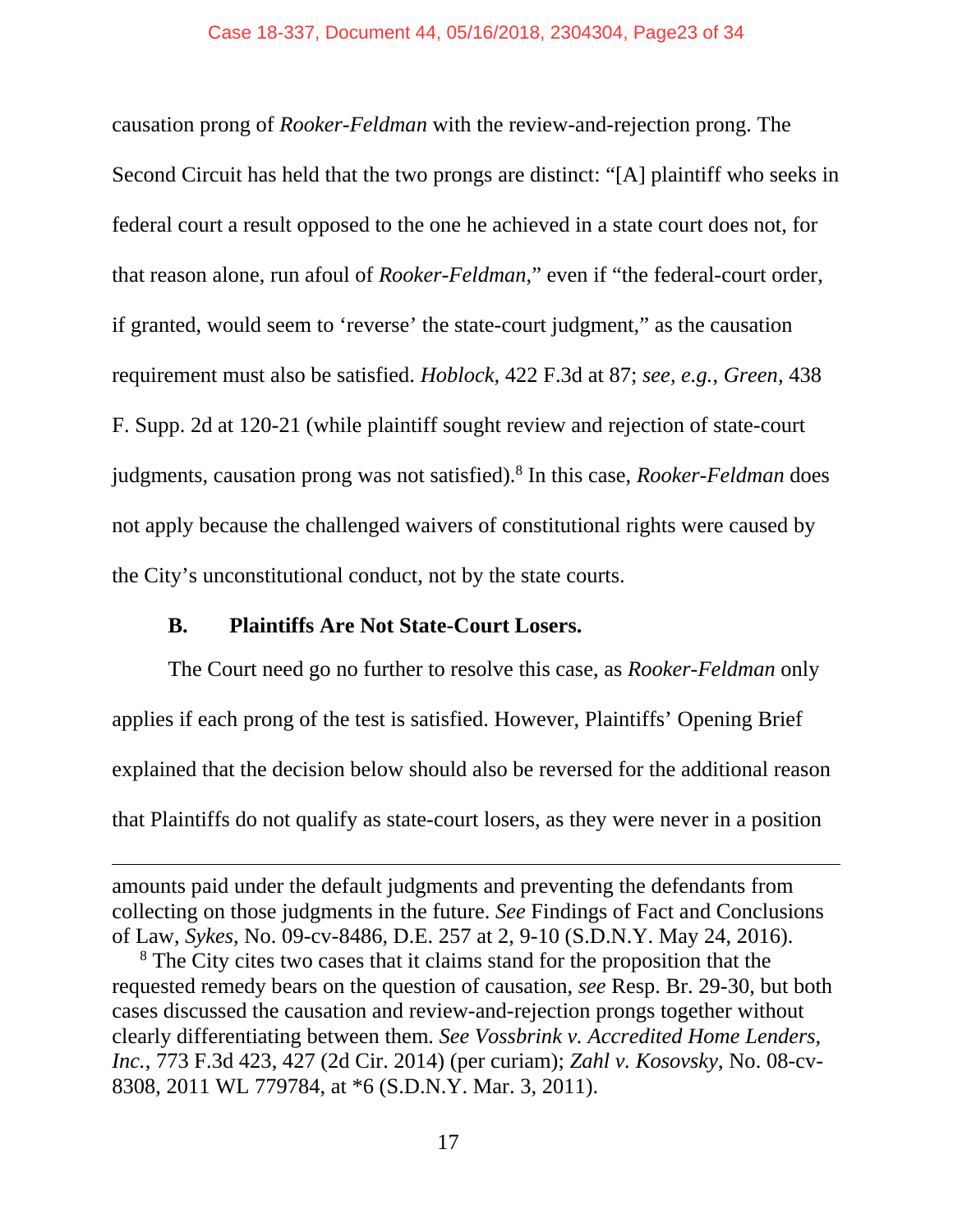causation prong of *Rooker-Feldman* with the review-and-rejection prong. The Second Circuit has held that the two prongs are distinct: "[A] plaintiff who seeks in federal court a result opposed to the one he achieved in a state court does not, for that reason alone, run afoul of *Rooker-Feldman*," even if "the federal-court order, if granted, would seem to 'reverse' the state-court judgment," as the causation requirement must also be satisfied. *Hoblock*, 422 F.3d at 87; *see, e.g.*, *Green*, 438 F. Supp. 2d at 120-21 (while plaintiff sought review and rejection of state-court judgments, causation prong was not satisfied).[8] In this case, *Rooker-Feldman* does not apply because the challenged waivers of constitutional rights were caused by the City's unconstitutional conduct, not by the state courts.

### B. Plaintiffs Are Not State-Court Losers.

The Court need go no further to resolve this case, as *Rooker-Feldman* only applies if each prong of the test is satisfied. However, Plaintiffs' Opening Brief explained that the decision below should also be reversed for the additional reason that Plaintiffs do not qualify as state-court losers, as they were never in a position

---

amounts paid under the default judgments and preventing the defendants from collecting on those judgments in the future. *See* Findings of Fact and Conclusions of Law, *Sykes*, No. 09-cv-8486, D.E. 257 at 2, 9-10 (S.D.N.Y. May 24, 2016).

[8] The City cites two cases that it claims stand for the proposition that the requested remedy bears on the question of causation, *see* Resp. Br. 29-30, but both cases discussed the causation and review-and-rejection prongs together without clearly differentiating between them. *See Vossbrink v. Accredited Home Lenders, Inc.*, 773 F.3d 423, 427 (2d Cir. 2014) (per curiam); *Zahl v. Kosovsky*, No. 08-cv-8308, 2011 WL 779784, at *6 (S.D.N.Y. Mar. 3, 2011).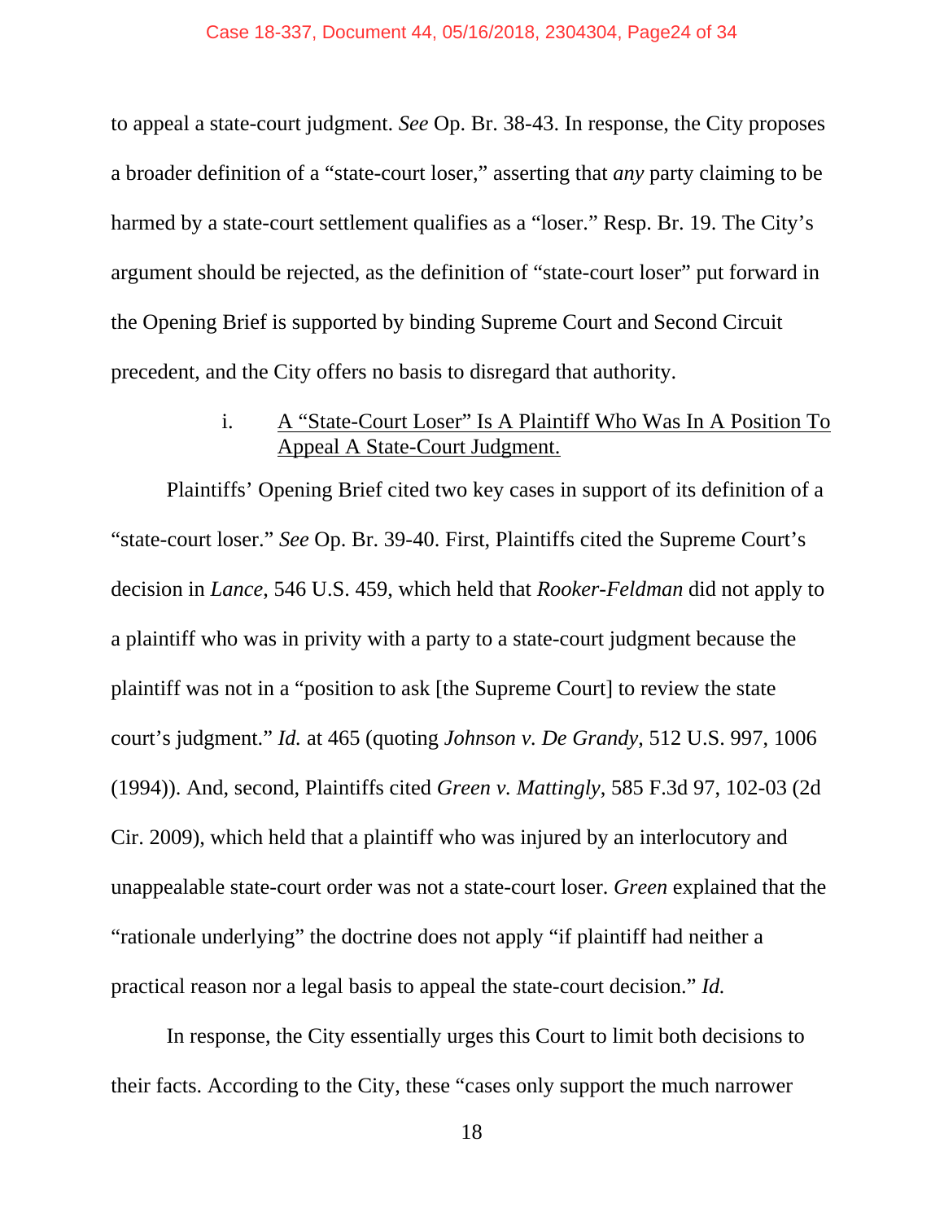to appeal a state-court judgment. *See* Op. Br. 38-43. In response, the City proposes a broader definition of a "state-court loser," asserting that *any* party claiming to be harmed by a state-court settlement qualifies as a "loser." Resp. Br. 19. The City's argument should be rejected, as the definition of "state-court loser" put forward in the Opening Brief is supported by binding Supreme Court and Second Circuit precedent, and the City offers no basis to disregard that authority.

i. <u>A "State-Court Loser" Is A Plaintiff Who Was In A Position To Appeal A State-Court Judgment.</u>

Plaintiffs' Opening Brief cited two key cases in support of its definition of a "state-court loser." *See* Op. Br. 39-40. First, Plaintiffs cited the Supreme Court's decision in *Lance*, 546 U.S. 459, which held that *Rooker-Feldman* did not apply to a plaintiff who was in privity with a party to a state-court judgment because the plaintiff was not in a "position to ask [the Supreme Court] to review the state court's judgment." *Id.* at 465 (quoting *Johnson v. De Grandy*, 512 U.S. 997, 1006 (1994)). And, second, Plaintiffs cited *Green v. Mattingly*, 585 F.3d 97, 102-03 (2d Cir. 2009), which held that a plaintiff who was injured by an interlocutory and unappealable state-court order was not a state-court loser. *Green* explained that the "rationale underlying" the doctrine does not apply "if plaintiff had neither a practical reason nor a legal basis to appeal the state-court decision." *Id.*

In response, the City essentially urges this Court to limit both decisions to their facts. According to the City, these "cases only support the much narrower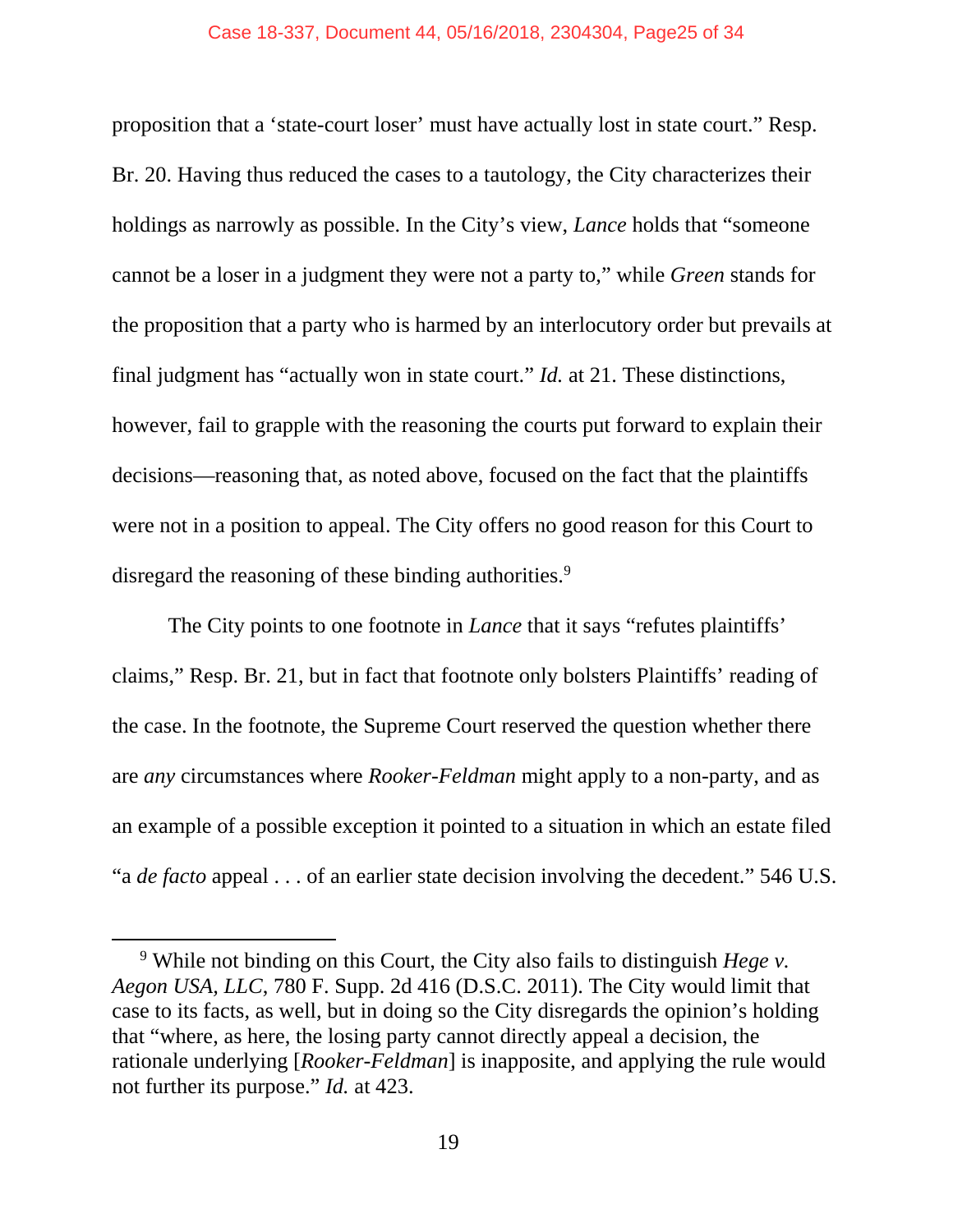proposition that a 'state-court loser' must have actually lost in state court." Resp. Br. 20. Having thus reduced the cases to a tautology, the City characterizes their holdings as narrowly as possible. In the City's view, *Lance* holds that "someone cannot be a loser in a judgment they were not a party to," while *Green* stands for the proposition that a party who is harmed by an interlocutory order but prevails at final judgment has "actually won in state court." *Id.* at 21. These distinctions, however, fail to grapple with the reasoning the courts put forward to explain their decisions—reasoning that, as noted above, focused on the fact that the plaintiffs were not in a position to appeal. The City offers no good reason for this Court to disregard the reasoning of these binding authorities.[9]

The City points to one footnote in *Lance* that it says "refutes plaintiffs' claims," Resp. Br. 21, but in fact that footnote only bolsters Plaintiffs' reading of the case. In the footnote, the Supreme Court reserved the question whether there are *any* circumstances where *Rooker-Feldman* might apply to a non-party, and as an example of a possible exception it pointed to a situation in which an estate filed "a *de facto* appeal . . . of an earlier state decision involving the decedent." 546 U.S.

---

[9] While not binding on this Court, the City also fails to distinguish *Hege v. Aegon USA, LLC*, 780 F. Supp. 2d 416 (D.S.C. 2011). The City would limit that case to its facts, as well, but in doing so the City disregards the opinion's holding that "where, as here, the losing party cannot directly appeal a decision, the rationale underlying [*Rooker-Feldman*] is inapposite, and applying the rule would not further its purpose." *Id.* at 423.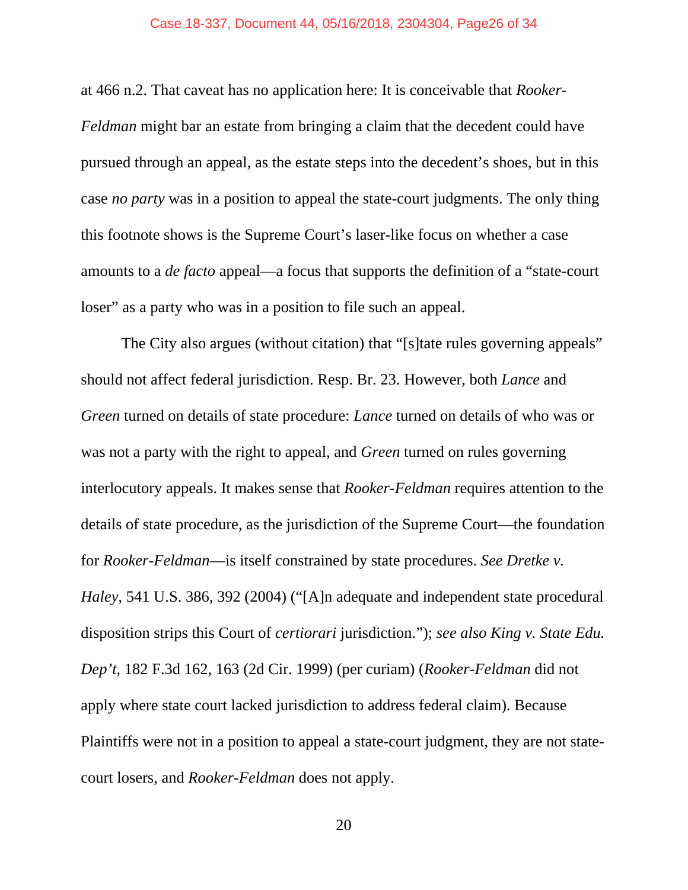at 466 n.2. That caveat has no application here: It is conceivable that *Rooker-Feldman* might bar an estate from bringing a claim that the decedent could have pursued through an appeal, as the estate steps into the decedent's shoes, but in this case *no party* was in a position to appeal the state-court judgments. The only thing this footnote shows is the Supreme Court's laser-like focus on whether a case amounts to a *de facto* appeal—a focus that supports the definition of a "state-court loser" as a party who was in a position to file such an appeal.

The City also argues (without citation) that "[s]tate rules governing appeals" should not affect federal jurisdiction. Resp. Br. 23. However, both *Lance* and *Green* turned on details of state procedure: *Lance* turned on details of who was or was not a party with the right to appeal, and *Green* turned on rules governing interlocutory appeals. It makes sense that *Rooker-Feldman* requires attention to the details of state procedure, as the jurisdiction of the Supreme Court—the foundation for *Rooker-Feldman*—is itself constrained by state procedures. *See Dretke v. Haley*, 541 U.S. 386, 392 (2004) ("[A]n adequate and independent state procedural disposition strips this Court of *certiorari* jurisdiction."); *see also King v. State Edu. Dep't*, 182 F.3d 162, 163 (2d Cir. 1999) (per curiam) (*Rooker-Feldman* did not apply where state court lacked jurisdiction to address federal claim). Because Plaintiffs were not in a position to appeal a state-court judgment, they are not state-court losers, and *Rooker-Feldman* does not apply.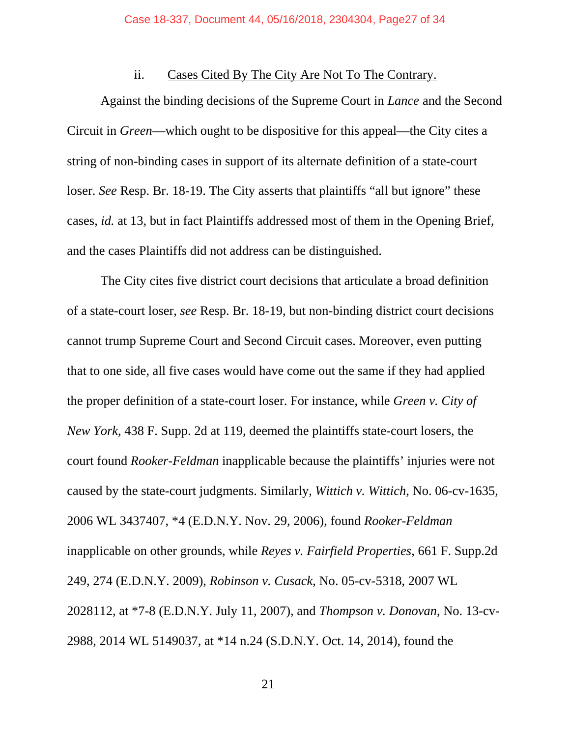### ii. <u>Cases Cited By The City Are Not To The Contrary.</u>

Against the binding decisions of the Supreme Court in *Lance* and the Second Circuit in *Green*—which ought to be dispositive for this appeal—the City cites a string of non-binding cases in support of its alternate definition of a state-court loser. *See* Resp. Br. 18-19. The City asserts that plaintiffs "all but ignore" these cases, *id.* at 13, but in fact Plaintiffs addressed most of them in the Opening Brief, and the cases Plaintiffs did not address can be distinguished.

The City cites five district court decisions that articulate a broad definition of a state-court loser, *see* Resp. Br. 18-19, but non-binding district court decisions cannot trump Supreme Court and Second Circuit cases. Moreover, even putting that to one side, all five cases would have come out the same if they had applied the proper definition of a state-court loser. For instance, while *Green v. City of New York*, 438 F. Supp. 2d at 119, deemed the plaintiffs state-court losers, the court found *Rooker-Feldman* inapplicable because the plaintiffs' injuries were not caused by the state-court judgments. Similarly, *Wittich v. Wittich*, No. 06-cv-1635, 2006 WL 3437407, *4 (E.D.N.Y. Nov. 29, 2006), found *Rooker-Feldman* inapplicable on other grounds, while *Reyes v. Fairfield Properties*, 661 F. Supp.2d 249, 274 (E.D.N.Y. 2009), *Robinson v. Cusack*, No. 05-cv-5318, 2007 WL 2028112, at *7-8 (E.D.N.Y. July 11, 2007), and *Thompson v. Donovan*, No. 13-cv-2988, 2014 WL 5149037, at *14 n.24 (S.D.N.Y. Oct. 14, 2014), found the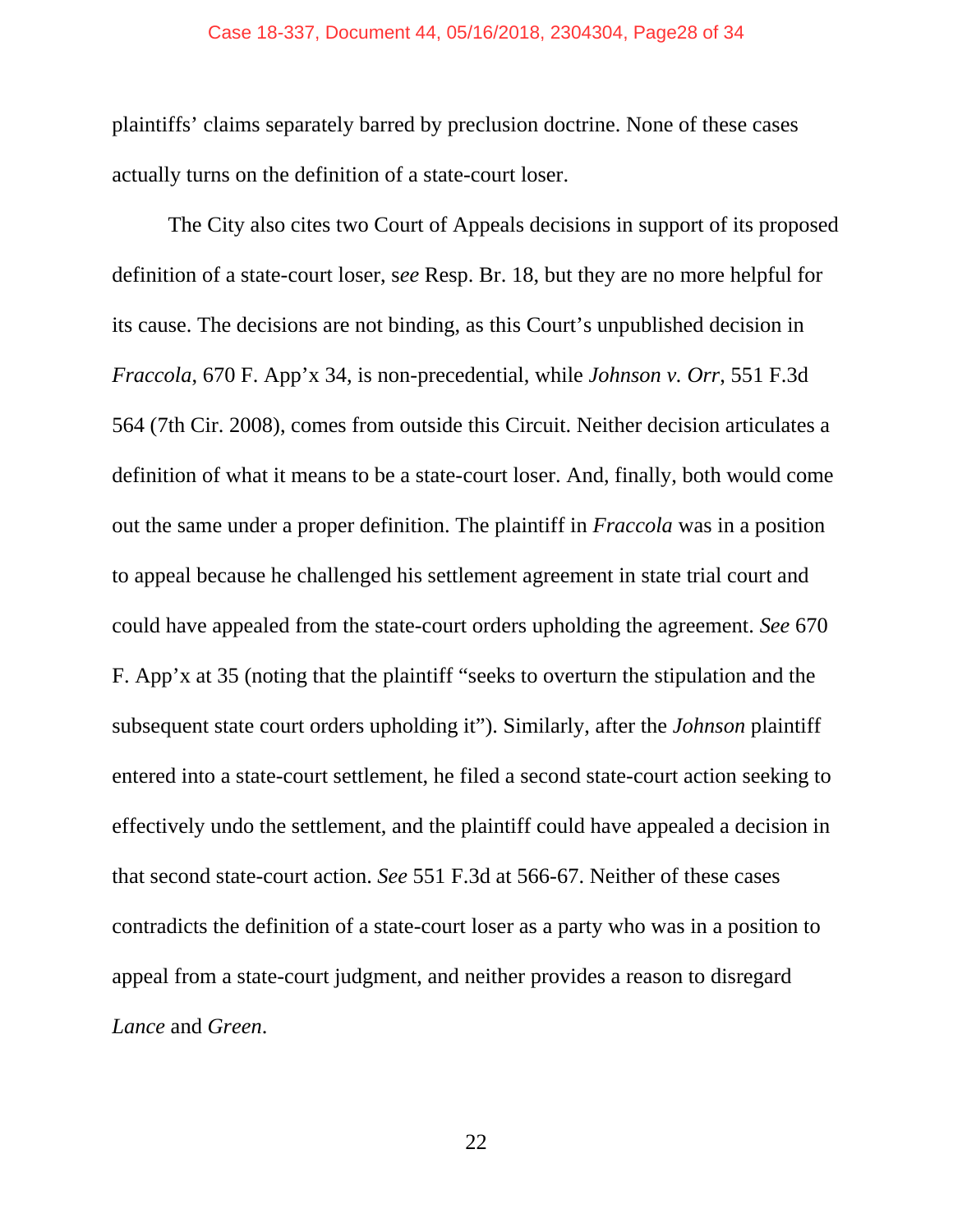plaintiffs' claims separately barred by preclusion doctrine. None of these cases actually turns on the definition of a state-court loser.

The City also cites two Court of Appeals decisions in support of its proposed definition of a state-court loser, s*ee* Resp. Br. 18, but they are no more helpful for its cause. The decisions are not binding, as this Court's unpublished decision in *Fraccola*, 670 F. App'x 34, is non-precedential, while *Johnson v. Orr*, 551 F.3d 564 (7th Cir. 2008), comes from outside this Circuit. Neither decision articulates a definition of what it means to be a state-court loser. And, finally, both would come out the same under a proper definition. The plaintiff in *Fraccola* was in a position to appeal because he challenged his settlement agreement in state trial court and could have appealed from the state-court orders upholding the agreement. *See* 670 F. App'x at 35 (noting that the plaintiff "seeks to overturn the stipulation and the subsequent state court orders upholding it"). Similarly, after the *Johnson* plaintiff entered into a state-court settlement, he filed a second state-court action seeking to effectively undo the settlement, and the plaintiff could have appealed a decision in that second state-court action. *See* 551 F.3d at 566-67. Neither of these cases contradicts the definition of a state-court loser as a party who was in a position to appeal from a state-court judgment, and neither provides a reason to disregard *Lance* and *Green*.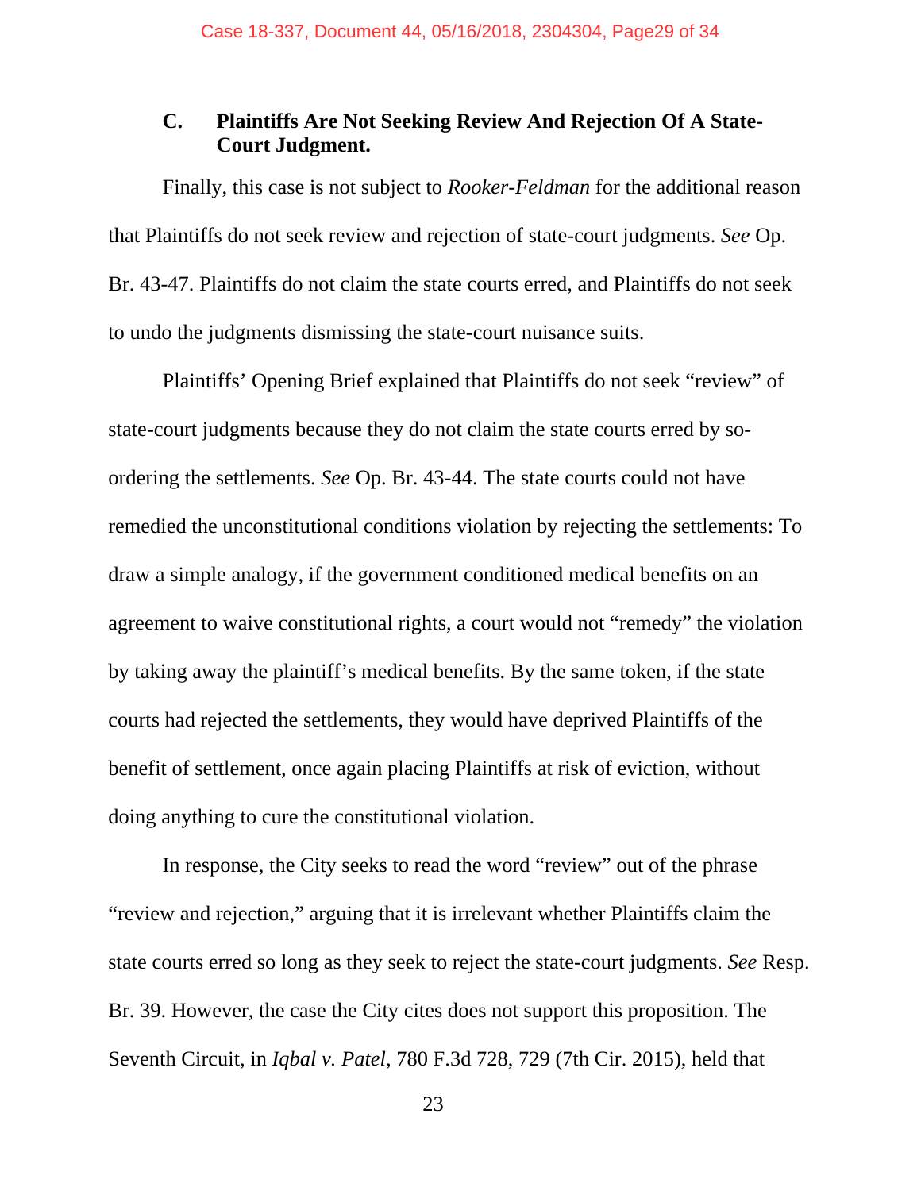### C. Plaintiffs Are Not Seeking Review And Rejection Of A State-Court Judgment.

Finally, this case is not subject to *Rooker-Feldman* for the additional reason that Plaintiffs do not seek review and rejection of state-court judgments. *See* Op. Br. 43-47. Plaintiffs do not claim the state courts erred, and Plaintiffs do not seek to undo the judgments dismissing the state-court nuisance suits.

Plaintiffs' Opening Brief explained that Plaintiffs do not seek "review" of state-court judgments because they do not claim the state courts erred by so-ordering the settlements. *See* Op. Br. 43-44. The state courts could not have remedied the unconstitutional conditions violation by rejecting the settlements: To draw a simple analogy, if the government conditioned medical benefits on an agreement to waive constitutional rights, a court would not "remedy" the violation by taking away the plaintiff's medical benefits. By the same token, if the state courts had rejected the settlements, they would have deprived Plaintiffs of the benefit of settlement, once again placing Plaintiffs at risk of eviction, without doing anything to cure the constitutional violation.

In response, the City seeks to read the word "review" out of the phrase "review and rejection," arguing that it is irrelevant whether Plaintiffs claim the state courts erred so long as they seek to reject the state-court judgments. *See* Resp. Br. 39. However, the case the City cites does not support this proposition. The Seventh Circuit, in *Iqbal v. Patel*, 780 F.3d 728, 729 (7th Cir. 2015), held that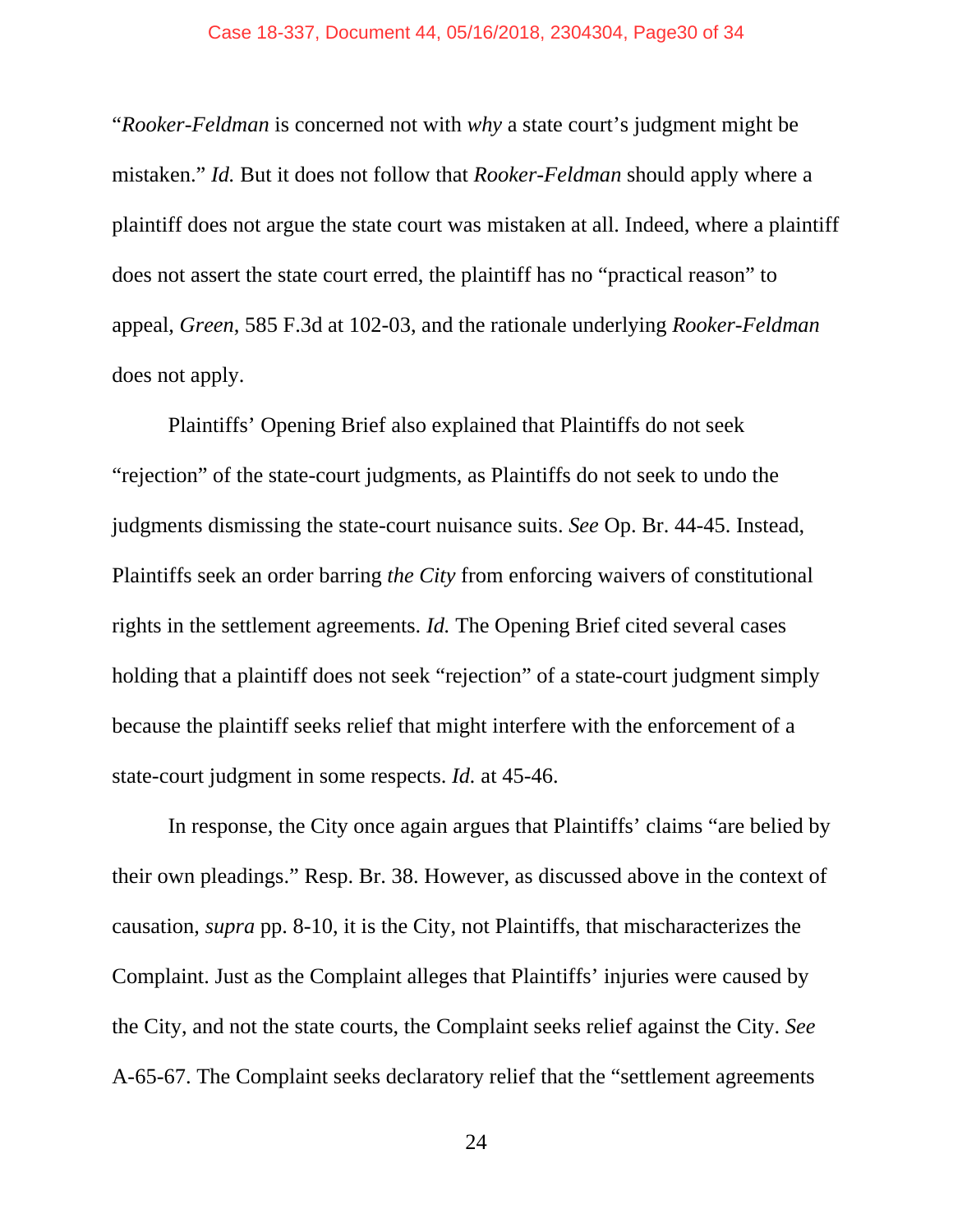"*Rooker-Feldman* is concerned not with *why* a state court's judgment might be mistaken." *Id.* But it does not follow that *Rooker-Feldman* should apply where a plaintiff does not argue the state court was mistaken at all. Indeed, where a plaintiff does not assert the state court erred, the plaintiff has no "practical reason" to appeal, *Green*, 585 F.3d at 102-03, and the rationale underlying *Rooker-Feldman* does not apply.

Plaintiffs' Opening Brief also explained that Plaintiffs do not seek "rejection" of the state-court judgments, as Plaintiffs do not seek to undo the judgments dismissing the state-court nuisance suits. *See* Op. Br. 44-45. Instead, Plaintiffs seek an order barring *the City* from enforcing waivers of constitutional rights in the settlement agreements. *Id.* The Opening Brief cited several cases holding that a plaintiff does not seek "rejection" of a state-court judgment simply because the plaintiff seeks relief that might interfere with the enforcement of a state-court judgment in some respects. *Id.* at 45-46.

In response, the City once again argues that Plaintiffs' claims "are belied by their own pleadings." Resp. Br. 38. However, as discussed above in the context of causation, *supra* pp. 8-10, it is the City, not Plaintiffs, that mischaracterizes the Complaint. Just as the Complaint alleges that Plaintiffs' injuries were caused by the City, and not the state courts, the Complaint seeks relief against the City. *See* A-65-67. The Complaint seeks declaratory relief that the "settlement agreements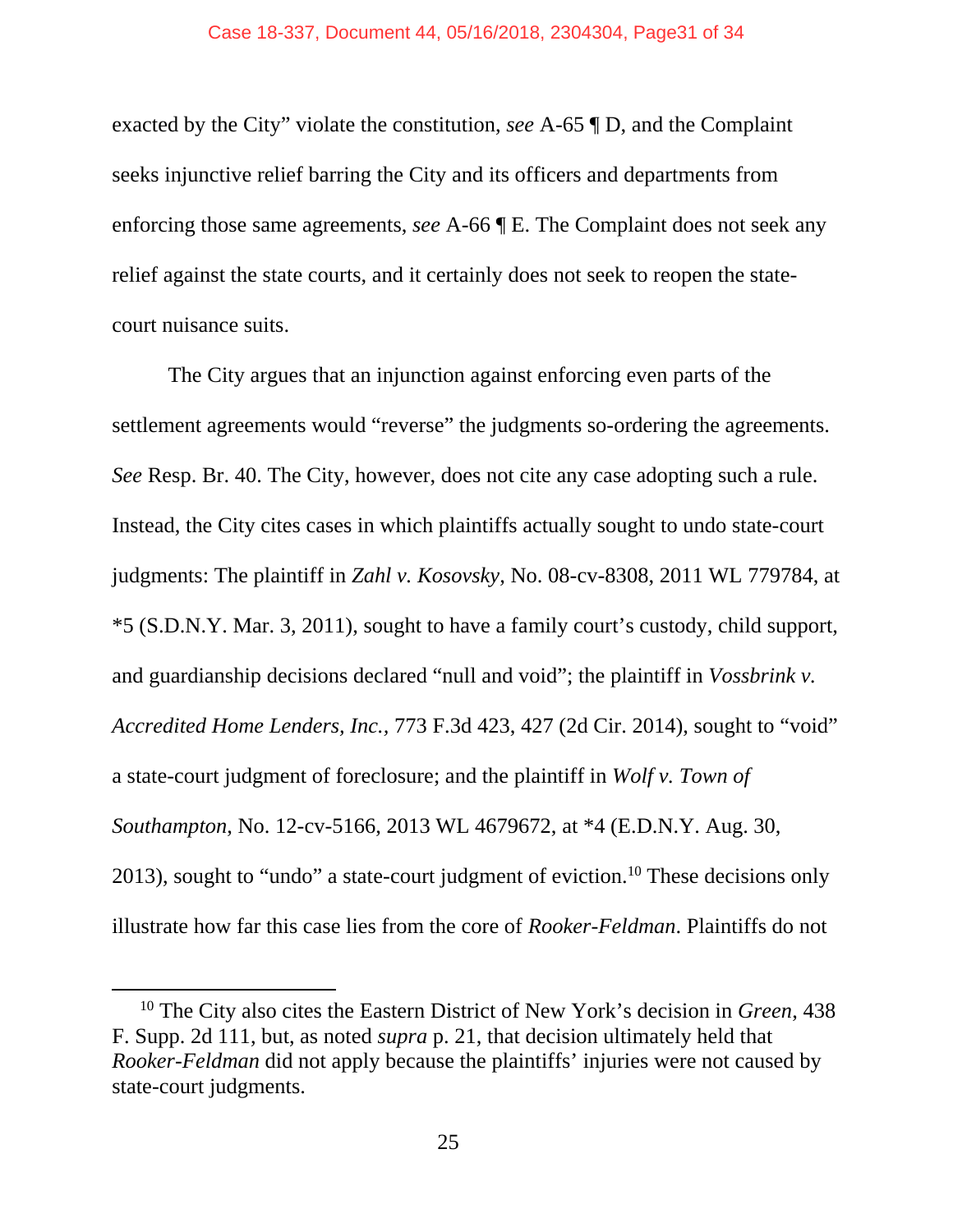exacted by the City" violate the constitution, *see* A-65 ¶ D, and the Complaint seeks injunctive relief barring the City and its officers and departments from enforcing those same agreements, *see* A-66 ¶ E. The Complaint does not seek any relief against the state courts, and it certainly does not seek to reopen the state-court nuisance suits.

The City argues that an injunction against enforcing even parts of the settlement agreements would "reverse" the judgments so-ordering the agreements. *See* Resp. Br. 40. The City, however, does not cite any case adopting such a rule. Instead, the City cites cases in which plaintiffs actually sought to undo state-court judgments: The plaintiff in *Zahl v. Kosovsky*, No. 08-cv-8308, 2011 WL 779784, at *5 (S.D.N.Y. Mar. 3, 2011), sought to have a family court's custody, child support, and guardianship decisions declared "null and void"; the plaintiff in *Vossbrink v. Accredited Home Lenders, Inc.*, 773 F.3d 423, 427 (2d Cir. 2014), sought to "void" a state-court judgment of foreclosure; and the plaintiff in *Wolf v. Town of Southampton*, No. 12-cv-5166, 2013 WL 4679672, at *4 (E.D.N.Y. Aug. 30, 2013), sought to "undo" a state-court judgment of eviction.[10] These decisions only illustrate how far this case lies from the core of *Rooker-Feldman*. Plaintiffs do not

---

[10] The City also cites the Eastern District of New York's decision in *Green*, 438 F. Supp. 2d 111, but, as noted *supra* p. 21, that decision ultimately held that *Rooker-Feldman* did not apply because the plaintiffs' injuries were not caused by state-court judgments.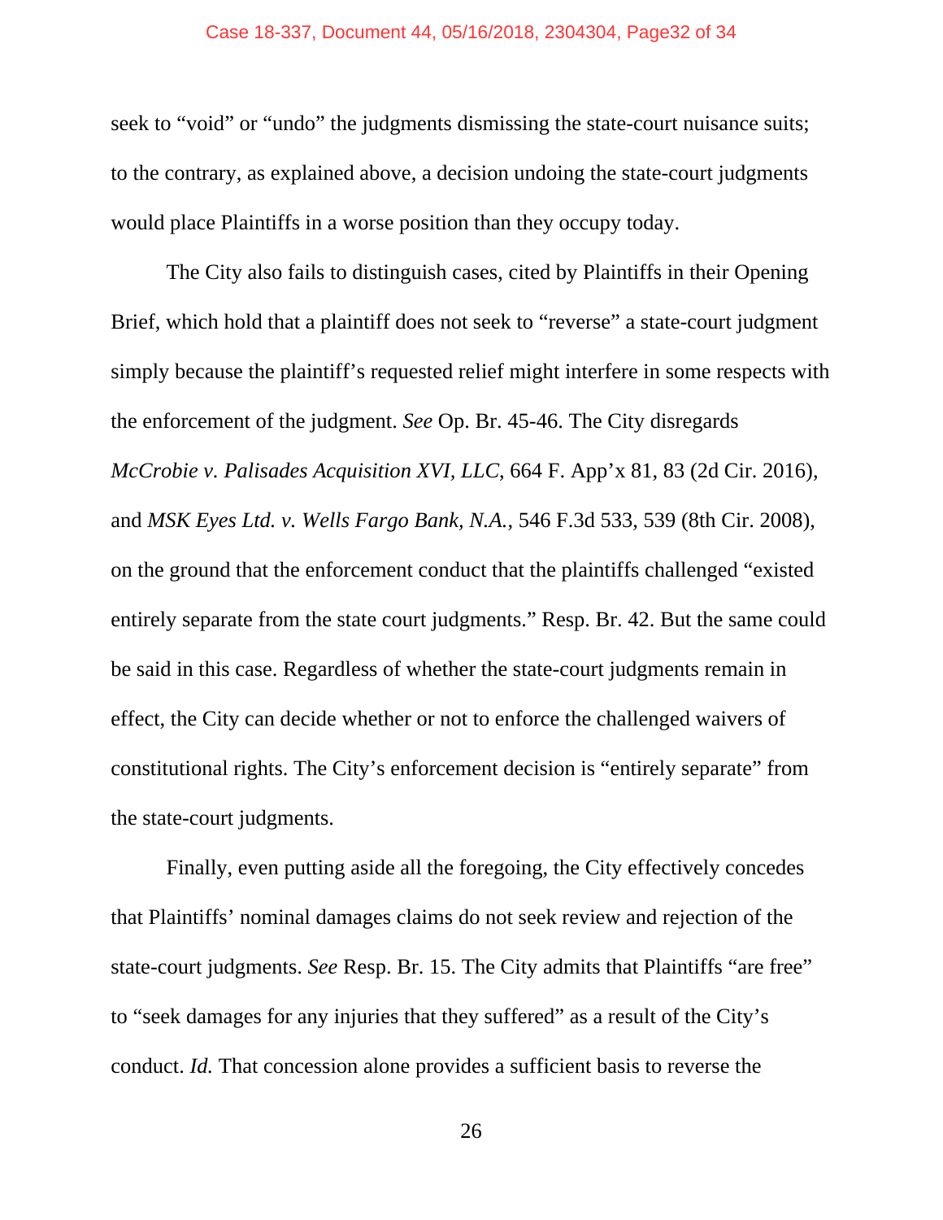seek to "void" or "undo" the judgments dismissing the state-court nuisance suits; to the contrary, as explained above, a decision undoing the state-court judgments would place Plaintiffs in a worse position than they occupy today.

The City also fails to distinguish cases, cited by Plaintiffs in their Opening Brief, which hold that a plaintiff does not seek to "reverse" a state-court judgment simply because the plaintiff's requested relief might interfere in some respects with the enforcement of the judgment. *See* Op. Br. 45-46. The City disregards *McCrobie v. Palisades Acquisition XVI, LLC*, 664 F. App'x 81, 83 (2d Cir. 2016), and *MSK Eyes Ltd. v. Wells Fargo Bank, N.A.*, 546 F.3d 533, 539 (8th Cir. 2008), on the ground that the enforcement conduct that the plaintiffs challenged "existed entirely separate from the state court judgments." Resp. Br. 42. But the same could be said in this case. Regardless of whether the state-court judgments remain in effect, the City can decide whether or not to enforce the challenged waivers of constitutional rights. The City's enforcement decision is "entirely separate" from the state-court judgments.

Finally, even putting aside all the foregoing, the City effectively concedes that Plaintiffs' nominal damages claims do not seek review and rejection of the state-court judgments. *See* Resp. Br. 15. The City admits that Plaintiffs "are free" to "seek damages for any injuries that they suffered" as a result of the City's conduct. *Id.* That concession alone provides a sufficient basis to reverse the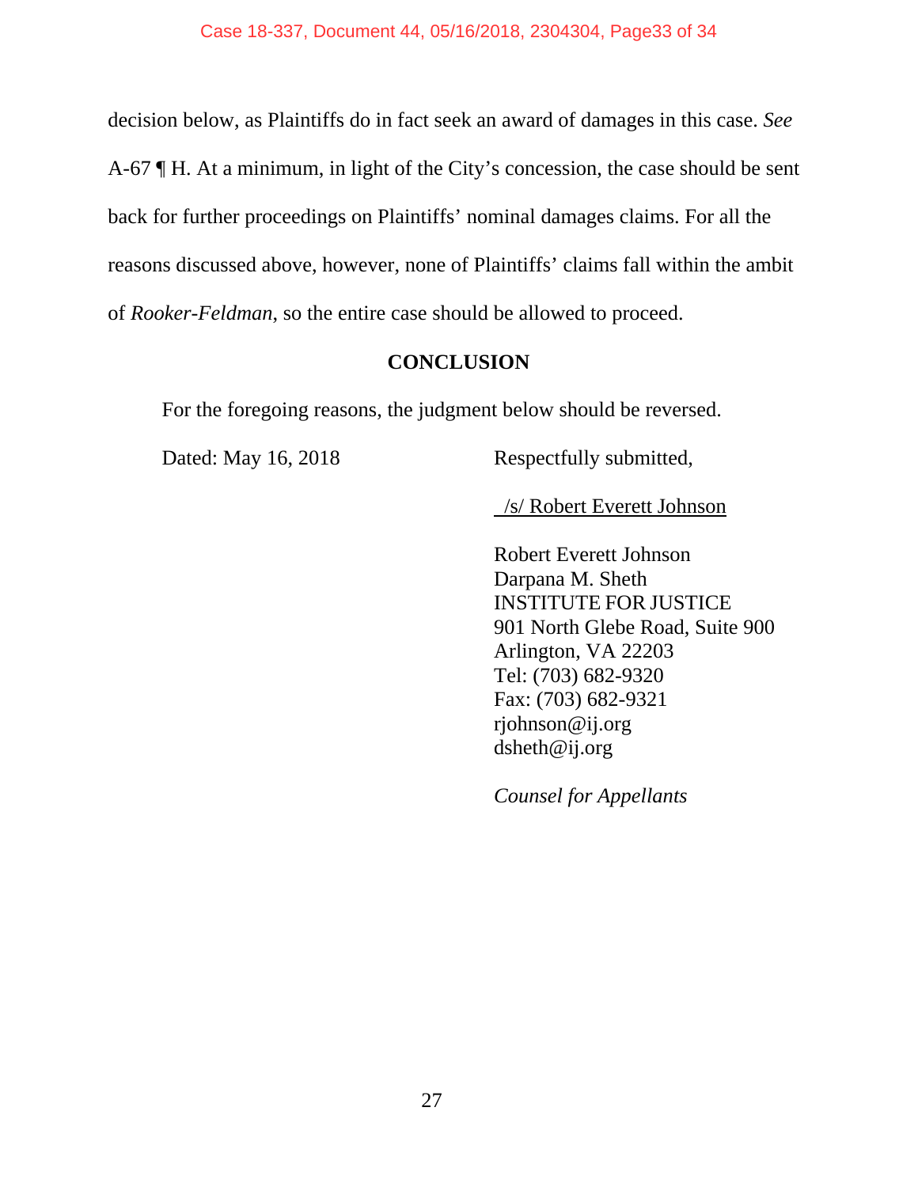decision below, as Plaintiffs do in fact seek an award of damages in this case. *See* A-67 ¶ H. At a minimum, in light of the City's concession, the case should be sent back for further proceedings on Plaintiffs' nominal damages claims. For all the reasons discussed above, however, none of Plaintiffs' claims fall within the ambit of *Rooker-Feldman*, so the entire case should be allowed to proceed.

## CONCLUSION

For the foregoing reasons, the judgment below should be reversed.

Dated: May 16, 2018

Respectfully submitted,

/s/ Robert Everett Johnson

Robert Everett Johnson
Darpana M. Sheth
INSTITUTE FOR JUSTICE
901 North Glebe Road, Suite 900
Arlington, VA 22203
Tel: (703) 682-9320
Fax: (703) 682-9321
rjohnson@ij.org
dsheth@ij.org

*Counsel for Appellants*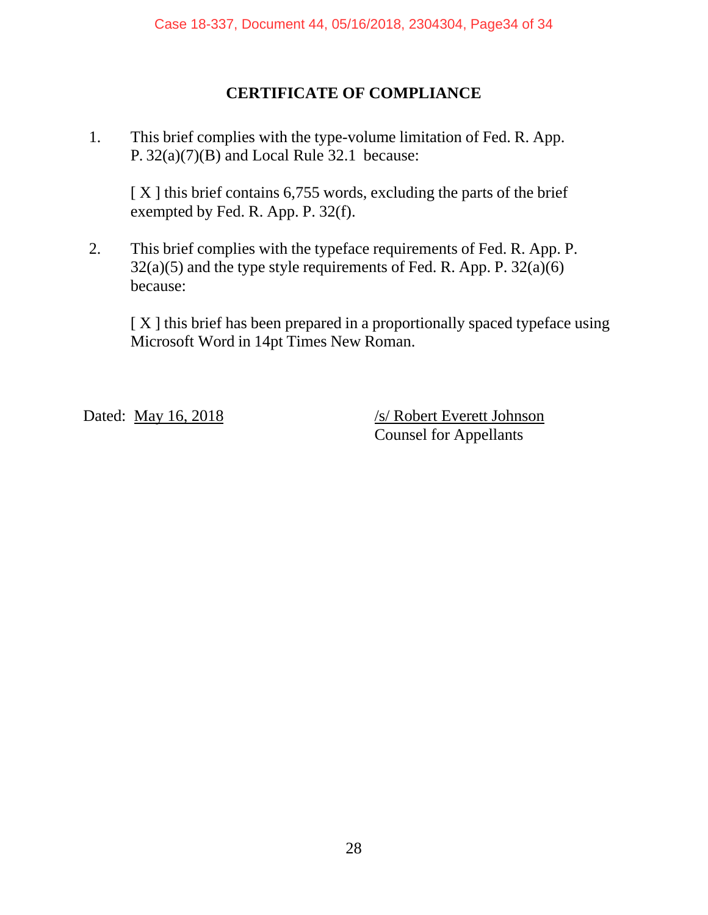## CERTIFICATE OF COMPLIANCE

1. This brief complies with the type-volume limitation of Fed. R. App. P. 32(a)(7)(B) and Local Rule 32.1 because:

   [ X ] this brief contains 6,755 words, excluding the parts of the brief exempted by Fed. R. App. P. 32(f).

2. This brief complies with the typeface requirements of Fed. R. App. P. 32(a)(5) and the type style requirements of Fed. R. App. P. 32(a)(6) because:

   [ X ] this brief has been prepared in a proportionally spaced typeface using Microsoft Word in 14pt Times New Roman.

Dated: May 16, 2018

/s/ Robert Everett Johnson
Counsel for Appellants